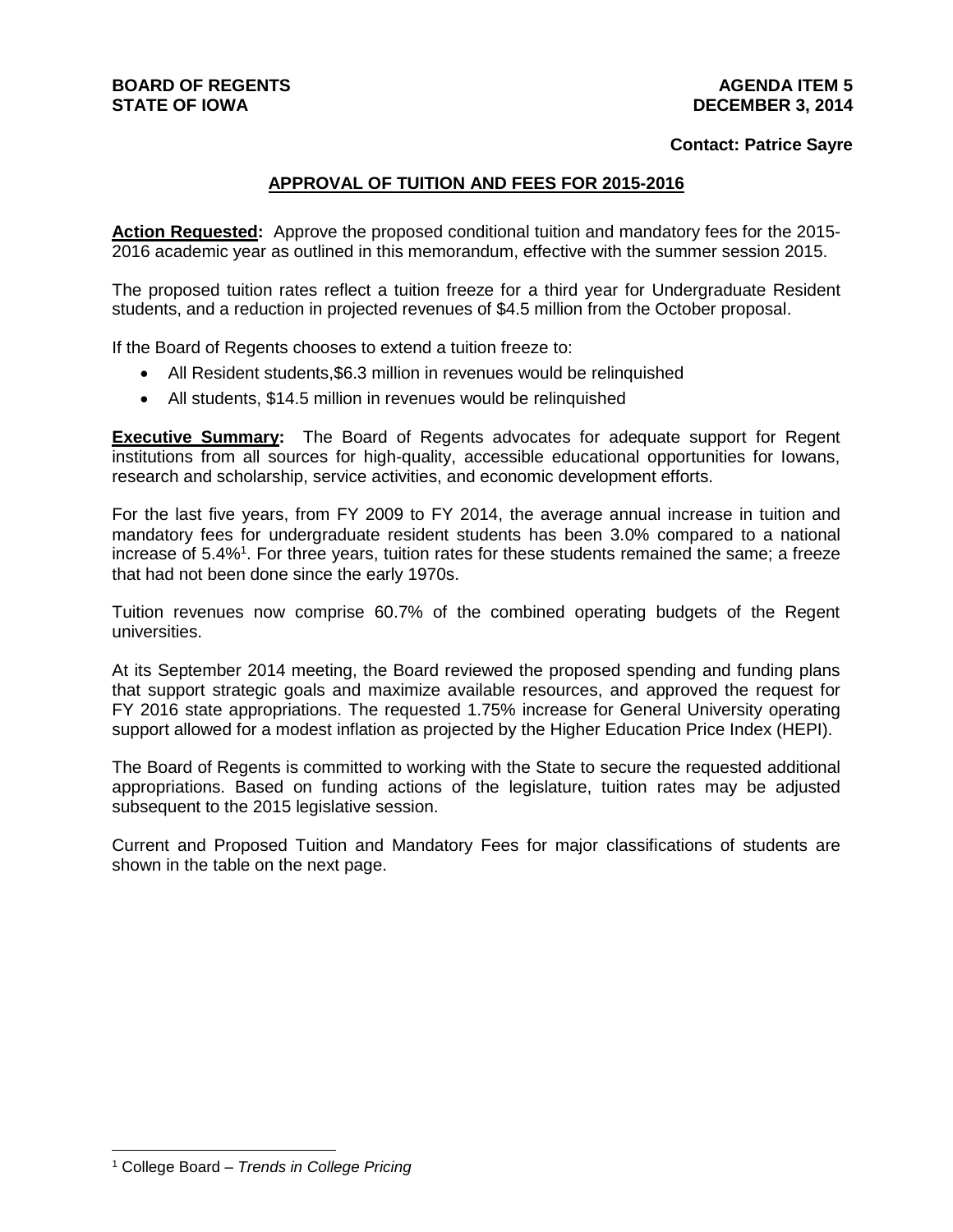**BOARD OF REGENTS**
**STATE OF IOWA**

**AGENDA ITEM 5**
**DECEMBER 3, 2014**

**Contact: Patrice Sayre**

## APPROVAL OF TUITION AND FEES FOR 2015-2016

**Action Requested:** Approve the proposed conditional tuition and mandatory fees for the 2015-2016 academic year as outlined in this memorandum, effective with the summer session 2015.

The proposed tuition rates reflect a tuition freeze for a third year for Undergraduate Resident students, and a reduction in projected revenues of $4.5 million from the October proposal.

If the Board of Regents chooses to extend a tuition freeze to:

- All Resident students,$6.3 million in revenues would be relinquished
- All students, $14.5 million in revenues would be relinquished

**Executive Summary:** The Board of Regents advocates for adequate support for Regent institutions from all sources for high-quality, accessible educational opportunities for Iowans, research and scholarship, service activities, and economic development efforts.

For the last five years, from FY 2009 to FY 2014, the average annual increase in tuition and mandatory fees for undergraduate resident students has been 3.0% compared to a national increase of 5.4%[1]. For three years, tuition rates for these students remained the same; a freeze that had not been done since the early 1970s.

Tuition revenues now comprise 60.7% of the combined operating budgets of the Regent universities.

At its September 2014 meeting, the Board reviewed the proposed spending and funding plans that support strategic goals and maximize available resources, and approved the request for FY 2016 state appropriations. The requested 1.75% increase for General University operating support allowed for a modest inflation as projected by the Higher Education Price Index (HEPI).

The Board of Regents is committed to working with the State to secure the requested additional appropriations. Based on funding actions of the legislature, tuition rates may be adjusted subsequent to the 2015 legislative session.

Current and Proposed Tuition and Mandatory Fees for major classifications of students are shown in the table on the next page.

[1] College Board – *Trends in College Pricing*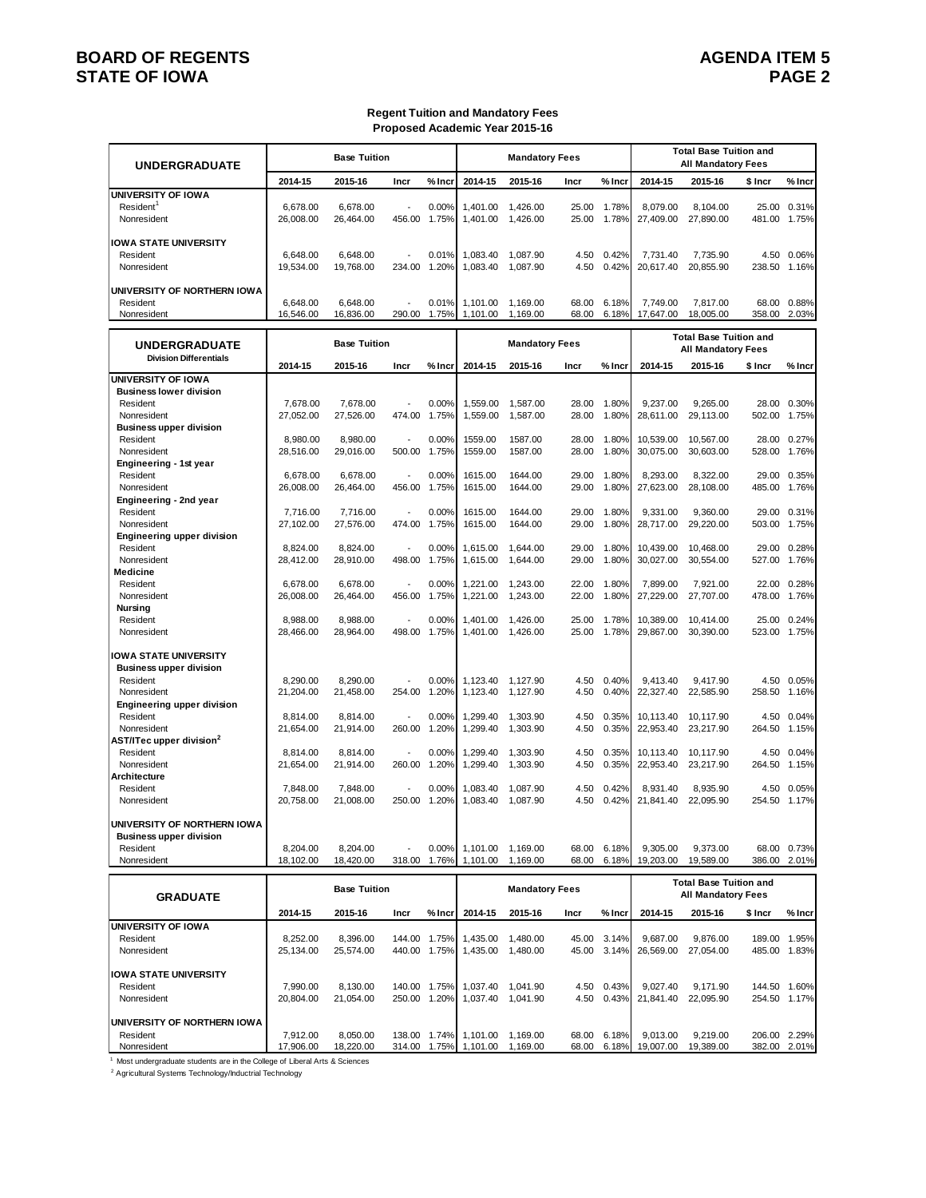## Regent Tuition and Mandatory Fees
## Proposed Academic Year 2015-16

| UNDERGRADUATE | Base Tuition | | | | Mandatory Fees | | | | Total Base Tuition and All Mandatory Fees | | | |
|---|---|---|---|---|---|---|---|---|---|---|---|---|
| | 2014-15 | 2015-16 | Incr | % Incr | 2014-15 | 2015-16 | Incr | % Incr | 2014-15 | 2015-16 | $ Incr | % Incr |
| **UNIVERSITY OF IOWA** | | | | | | | | | | | | |
| Resident[1] | 6,678.00 | 6,678.00 | - | 0.00% | 1,401.00 | 1,426.00 | 25.00 | 1.78% | 8,079.00 | 8,104.00 | 25.00 | 0.31% |
| Nonresident | 26,008.00 | 26,464.00 | 456.00 | 1.75% | 1,401.00 | 1,426.00 | 25.00 | 1.78% | 27,409.00 | 27,890.00 | 481.00 | 1.75% |
| **IOWA STATE UNIVERSITY** | | | | | | | | | | | | |
| Resident | 6,648.00 | 6,648.00 | - | 0.01% | 1,083.40 | 1,087.90 | 4.50 | 0.42% | 7,731.40 | 7,735.90 | 4.50 | 0.06% |
| Nonresident | 19,534.00 | 19,768.00 | 234.00 | 1.20% | 1,083.40 | 1,087.90 | 4.50 | 0.42% | 20,617.40 | 20,855.90 | 238.50 | 1.16% |
| **UNIVERSITY OF NORTHERN IOWA** | | | | | | | | | | | | |
| Resident | 6,648.00 | 6,648.00 | - | 0.01% | 1,101.00 | 1,169.00 | 68.00 | 6.18% | 7,749.00 | 7,817.00 | 68.00 | 0.88% |
| Nonresident | 16,546.00 | 16,836.00 | 290.00 | 1.75% | 1,101.00 | 1,169.00 | 68.00 | 6.18% | 17,647.00 | 18,005.00 | 358.00 | 2.03% |

| UNDERGRADUATE Division Differentials | Base Tuition | | | | Mandatory Fees | | | | Total Base Tuition and All Mandatory Fees | | | |
|---|---|---|---|---|---|---|---|---|---|---|---|---|
| | 2014-15 | 2015-16 | Incr | % Incr | 2014-15 | 2015-16 | Incr | % Incr | 2014-15 | 2015-16 | $ Incr | % Incr |
| **UNIVERSITY OF IOWA** | | | | | | | | | | | | |
| **Business lower division** | | | | | | | | | | | | |
| Resident | 7,678.00 | 7,678.00 | - | 0.00% | 1,559.00 | 1,587.00 | 28.00 | 1.80% | 9,237.00 | 9,265.00 | 28.00 | 0.30% |
| Nonresident | 27,052.00 | 27,526.00 | 474.00 | 1.75% | 1,559.00 | 1,587.00 | 28.00 | 1.80% | 28,611.00 | 29,113.00 | 502.00 | 1.75% |
| **Business upper division** | | | | | | | | | | | | |
| Resident | 8,980.00 | 8,980.00 | - | 0.00% | 1559.00 | 1587.00 | 28.00 | 1.80% | 10,539.00 | 10,567.00 | 28.00 | 0.27% |
| Nonresident | 28,516.00 | 29,016.00 | 500.00 | 1.75% | 1559.00 | 1587.00 | 28.00 | 1.80% | 30,075.00 | 30,603.00 | 528.00 | 1.76% |
| **Engineering - 1st year** | | | | | | | | | | | | |
| Resident | 6,678.00 | 6,678.00 | - | 0.00% | 1615.00 | 1644.00 | 29.00 | 1.80% | 8,293.00 | 8,322.00 | 29.00 | 0.35% |
| Nonresident | 26,008.00 | 26,464.00 | 456.00 | 1.75% | 1615.00 | 1644.00 | 29.00 | 1.80% | 27,623.00 | 28,108.00 | 485.00 | 1.76% |
| **Engineering - 2nd year** | | | | | | | | | | | | |
| Resident | 7,716.00 | 7,716.00 | - | 0.00% | 1615.00 | 1644.00 | 29.00 | 1.80% | 9,331.00 | 9,360.00 | 29.00 | 0.31% |
| Nonresident | 27,102.00 | 27,576.00 | 474.00 | 1.75% | 1615.00 | 1644.00 | 29.00 | 1.80% | 28,717.00 | 29,220.00 | 503.00 | 1.75% |
| **Engineering upper division** | | | | | | | | | | | | |
| Resident | 8,824.00 | 8,824.00 | - | 0.00% | 1,615.00 | 1,644.00 | 29.00 | 1.80% | 10,439.00 | 10,468.00 | 29.00 | 0.28% |
| Nonresident | 28,412.00 | 28,910.00 | 498.00 | 1.75% | 1,615.00 | 1,644.00 | 29.00 | 1.80% | 30,027.00 | 30,554.00 | 527.00 | 1.76% |
| **Medicine** | | | | | | | | | | | | |
| Resident | 6,678.00 | 6,678.00 | - | 0.00% | 1,221.00 | 1,243.00 | 22.00 | 1.80% | 7,899.00 | 7,921.00 | 22.00 | 0.28% |
| Nonresident | 26,008.00 | 26,464.00 | 456.00 | 1.75% | 1,221.00 | 1,243.00 | 22.00 | 1.80% | 27,229.00 | 27,707.00 | 478.00 | 1.76% |
| **Nursing** | | | | | | | | | | | | |
| Resident | 8,988.00 | 8,988.00 | - | 0.00% | 1,401.00 | 1,426.00 | 25.00 | 1.78% | 10,389.00 | 10,414.00 | 25.00 | 0.24% |
| Nonresident | 28,466.00 | 28,964.00 | 498.00 | 1.75% | 1,401.00 | 1,426.00 | 25.00 | 1.78% | 29,867.00 | 30,390.00 | 523.00 | 1.75% |
| **IOWA STATE UNIVERSITY** | | | | | | | | | | | | |
| **Business upper division** | | | | | | | | | | | | |
| Resident | 8,290.00 | 8,290.00 | - | 0.00% | 1,123.40 | 1,127.90 | 4.50 | 0.40% | 9,413.40 | 9,417.90 | 4.50 | 0.05% |
| Nonresident | 21,204.00 | 21,458.00 | 254.00 | 1.20% | 1,123.40 | 1,127.90 | 4.50 | 0.40% | 22,327.40 | 22,585.90 | 258.50 | 1.16% |
| **Engineering upper division** | | | | | | | | | | | | |
| Resident | 8,814.00 | 8,814.00 | - | 0.00% | 1,299.40 | 1,303.90 | 4.50 | 0.35% | 10,113.40 | 10,117.90 | 4.50 | 0.04% |
| Nonresident | 21,654.00 | 21,914.00 | 260.00 | 1.20% | 1,299.40 | 1,303.90 | 4.50 | 0.35% | 22,953.40 | 23,217.90 | 264.50 | 1.15% |
| **AST/ITec upper division[2]** | | | | | | | | | | | | |
| Resident | 8,814.00 | 8,814.00 | - | 0.00% | 1,299.40 | 1,303.90 | 4.50 | 0.35% | 10,113.40 | 10,117.90 | 4.50 | 0.04% |
| Nonresident | 21,654.00 | 21,914.00 | 260.00 | 1.20% | 1,299.40 | 1,303.90 | 4.50 | 0.35% | 22,953.40 | 23,217.90 | 264.50 | 1.15% |
| **Architecture** | | | | | | | | | | | | |
| Resident | 7,848.00 | 7,848.00 | - | 0.00% | 1,083.40 | 1,087.90 | 4.50 | 0.42% | 8,931.40 | 8,935.90 | 4.50 | 0.05% |
| Nonresident | 20,758.00 | 21,008.00 | 250.00 | 1.20% | 1,083.40 | 1,087.90 | 4.50 | 0.42% | 21,841.40 | 22,095.90 | 254.50 | 1.17% |
| **UNIVERSITY OF NORTHERN IOWA** | | | | | | | | | | | | |
| **Business upper division** | | | | | | | | | | | | |
| Resident | 8,204.00 | 8,204.00 | - | 0.00% | 1,101.00 | 1,169.00 | 68.00 | 6.18% | 9,305.00 | 9,373.00 | 68.00 | 0.73% |
| Nonresident | 18,102.00 | 18,420.00 | 318.00 | 1.76% | 1,101.00 | 1,169.00 | 68.00 | 6.18% | 19,203.00 | 19,589.00 | 386.00 | 2.01% |

| GRADUATE | Base Tuition | | | | Mandatory Fees | | | | Total Base Tuition and All Mandatory Fees | | | |
|---|---|---|---|---|---|---|---|---|---|---|---|---|
| | 2014-15 | 2015-16 | Incr | % Incr | 2014-15 | 2015-16 | Incr | % Incr | 2014-15 | 2015-16 | $ Incr | % Incr |
| **UNIVERSITY OF IOWA** | | | | | | | | | | | | |
| Resident | 8,252.00 | 8,396.00 | 144.00 | 1.75% | 1,435.00 | 1,480.00 | 45.00 | 3.14% | 9,687.00 | 9,876.00 | 189.00 | 1.95% |
| Nonresident | 25,134.00 | 25,574.00 | 440.00 | 1.75% | 1,435.00 | 1,480.00 | 45.00 | 3.14% | 26,569.00 | 27,054.00 | 485.00 | 1.83% |
| **IOWA STATE UNIVERSITY** | | | | | | | | | | | | |
| Resident | 7,990.00 | 8,130.00 | 140.00 | 1.75% | 1,037.40 | 1,041.90 | 4.50 | 0.43% | 9,027.40 | 9,171.90 | 144.50 | 1.60% |
| Nonresident | 20,804.00 | 21,054.00 | 250.00 | 1.20% | 1,037.40 | 1,041.90 | 4.50 | 0.43% | 21,841.40 | 22,095.90 | 254.50 | 1.17% |
| **UNIVERSITY OF NORTHERN IOWA** | | | | | | | | | | | | |
| Resident | 7,912.00 | 8,050.00 | 138.00 | 1.74% | 1,101.00 | 1,169.00 | 68.00 | 6.18% | 9,013.00 | 9,219.00 | 206.00 | 2.29% |
| Nonresident | 17,906.00 | 18,220.00 | 314.00 | 1.75% | 1,101.00 | 1,169.00 | 68.00 | 6.18% | 19,007.00 | 19,389.00 | 382.00 | 2.01% |

[1] Most undergraduate students are in the College of Liberal Arts & Sciences

[2] Agricultural Systems Technology/Inductrial Technology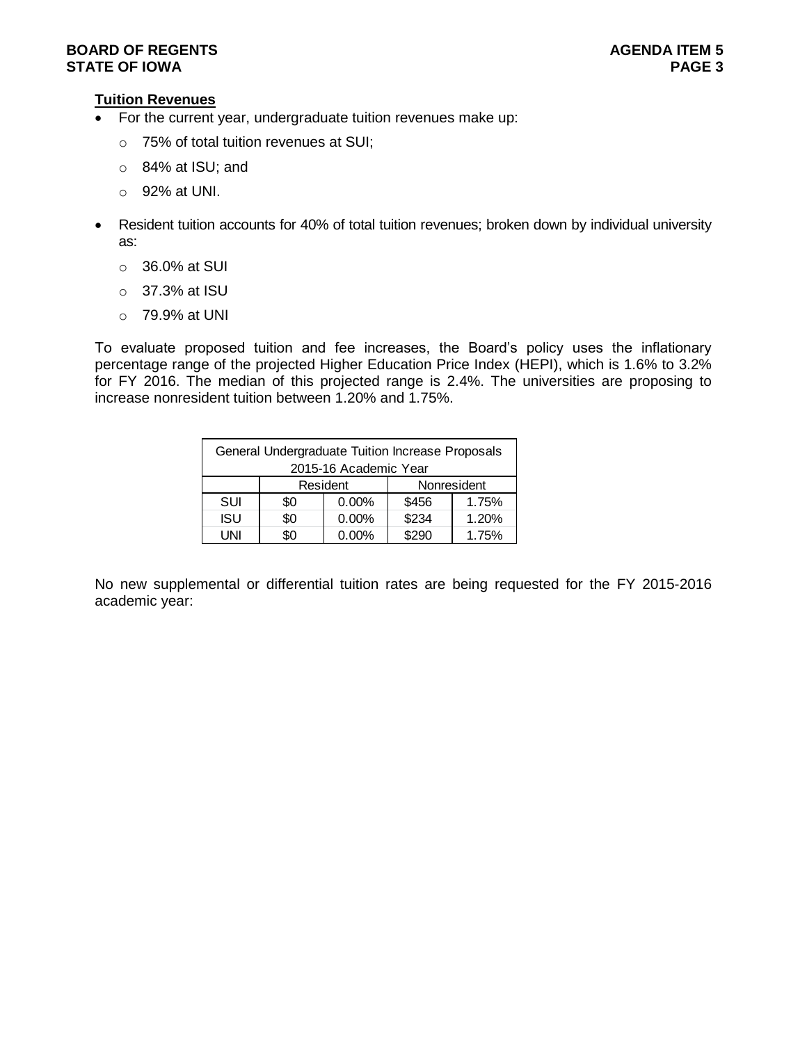**Tuition Revenues**

- For the current year, undergraduate tuition revenues make up:
  - 75% of total tuition revenues at SUI;
  - 84% at ISU; and
  - 92% at UNI.
- Resident tuition accounts for 40% of total tuition revenues; broken down by individual university as:
  - 36.0% at SUI
  - 37.3% at ISU
  - 79.9% at UNI

To evaluate proposed tuition and fee increases, the Board's policy uses the inflationary percentage range of the projected Higher Education Price Index (HEPI), which is 1.6% to 3.2% for FY 2016. The median of this projected range is 2.4%. The universities are proposing to increase nonresident tuition between 1.20% and 1.75%.

| General Undergraduate Tuition Increase Proposals 2015-16 Academic Year | | | | |
|---|---|---|---|---|
| | Resident | | Nonresident | |
| SUI | $0 | 0.00% | $456 | 1.75% |
| ISU | $0 | 0.00% | $234 | 1.20% |
| UNI | $0 | 0.00% | $290 | 1.75% |

No new supplemental or differential tuition rates are being requested for the FY 2015-2016 academic year: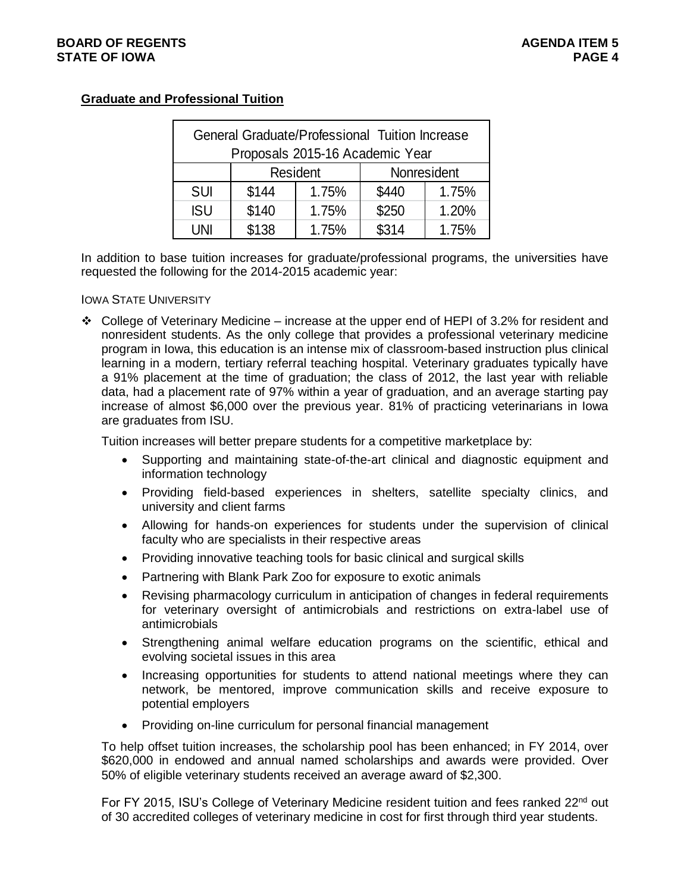## Graduate and Professional Tuition

| General Graduate/Professional Tuition Increase Proposals 2015-16 Academic Year | | | | |
|---|---|---|---|---|
| | Resident | | Nonresident | |
| SUI | $144 | 1.75% | $440 | 1.75% |
| ISU | $140 | 1.75% | $250 | 1.20% |
| UNI | $138 | 1.75% | $314 | 1.75% |

In addition to base tuition increases for graduate/professional programs, the universities have requested the following for the 2014-2015 academic year:

IOWA STATE UNIVERSITY

- College of Veterinary Medicine – increase at the upper end of HEPI of 3.2% for resident and nonresident students. As the only college that provides a professional veterinary medicine program in Iowa, this education is an intense mix of classroom-based instruction plus clinical learning in a modern, tertiary referral teaching hospital. Veterinary graduates typically have a 91% placement at the time of graduation; the class of 2012, the last year with reliable data, had a placement rate of 97% within a year of graduation, and an average starting pay increase of almost $6,000 over the previous year. 81% of practicing veterinarians in Iowa are graduates from ISU.

  Tuition increases will better prepare students for a competitive marketplace by:

  - Supporting and maintaining state-of-the-art clinical and diagnostic equipment and information technology
  - Providing field-based experiences in shelters, satellite specialty clinics, and university and client farms
  - Allowing for hands-on experiences for students under the supervision of clinical faculty who are specialists in their respective areas
  - Providing innovative teaching tools for basic clinical and surgical skills
  - Partnering with Blank Park Zoo for exposure to exotic animals
  - Revising pharmacology curriculum in anticipation of changes in federal requirements for veterinary oversight of antimicrobials and restrictions on extra-label use of antimicrobials
  - Strengthening animal welfare education programs on the scientific, ethical and evolving societal issues in this area
  - Increasing opportunities for students to attend national meetings where they can network, be mentored, improve communication skills and receive exposure to potential employers
  - Providing on-line curriculum for personal financial management

  To help offset tuition increases, the scholarship pool has been enhanced; in FY 2014, over $620,000 in endowed and annual named scholarships and awards were provided. Over 50% of eligible veterinary students received an average award of $2,300.

  For FY 2015, ISU's College of Veterinary Medicine resident tuition and fees ranked 22nd out of 30 accredited colleges of veterinary medicine in cost for first through third year students.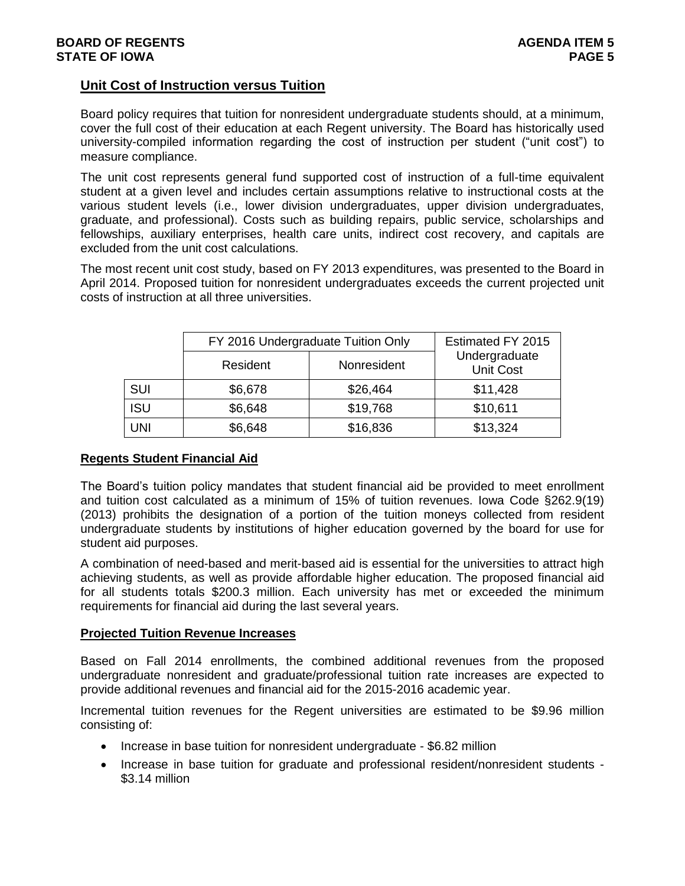## Unit Cost of Instruction versus Tuition

Board policy requires that tuition for nonresident undergraduate students should, at a minimum, cover the full cost of their education at each Regent university. The Board has historically used university-compiled information regarding the cost of instruction per student ("unit cost") to measure compliance.

The unit cost represents general fund supported cost of instruction of a full-time equivalent student at a given level and includes certain assumptions relative to instructional costs at the various student levels (i.e., lower division undergraduates, upper division undergraduates, graduate, and professional). Costs such as building repairs, public service, scholarships and fellowships, auxiliary enterprises, health care units, indirect cost recovery, and capitals are excluded from the unit cost calculations.

The most recent unit cost study, based on FY 2013 expenditures, was presented to the Board in April 2014. Proposed tuition for nonresident undergraduates exceeds the current projected unit costs of instruction at all three universities.

| | FY 2016 Undergraduate Tuition Only | | Estimated FY 2015 Undergraduate Unit Cost |
|---|---|---|---|
| | Resident | Nonresident | |
| SUI | $6,678 | $26,464 | $11,428 |
| ISU | $6,648 | $19,768 | $10,611 |
| UNI | $6,648 | $16,836 | $13,324 |

### Regents Student Financial Aid

The Board's tuition policy mandates that student financial aid be provided to meet enrollment and tuition cost calculated as a minimum of 15% of tuition revenues. Iowa Code §262.9(19) (2013) prohibits the designation of a portion of the tuition moneys collected from resident undergraduate students by institutions of higher education governed by the board for use for student aid purposes.

A combination of need-based and merit-based aid is essential for the universities to attract high achieving students, as well as provide affordable higher education. The proposed financial aid for all students totals $200.3 million. Each university has met or exceeded the minimum requirements for financial aid during the last several years.

### Projected Tuition Revenue Increases

Based on Fall 2014 enrollments, the combined additional revenues from the proposed undergraduate nonresident and graduate/professional tuition rate increases are expected to provide additional revenues and financial aid for the 2015-2016 academic year.

Incremental tuition revenues for the Regent universities are estimated to be $9.96 million consisting of:

- Increase in base tuition for nonresident undergraduate - $6.82 million
- Increase in base tuition for graduate and professional resident/nonresident students - $3.14 million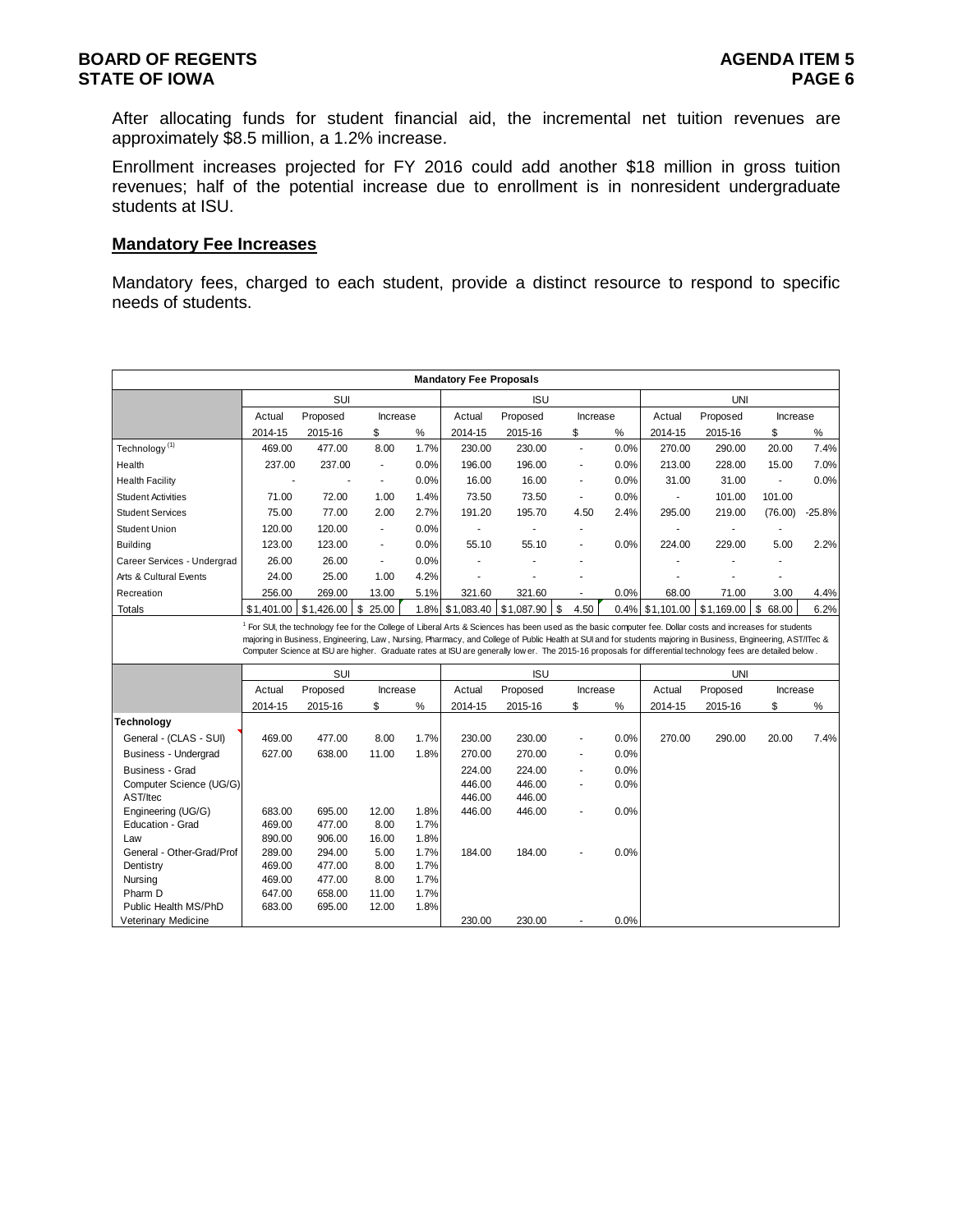After allocating funds for student financial aid, the incremental net tuition revenues are approximately $8.5 million, a 1.2% increase.

Enrollment increases projected for FY 2016 could add another $18 million in gross tuition revenues; half of the potential increase due to enrollment is in nonresident undergraduate students at ISU.

## Mandatory Fee Increases

Mandatory fees, charged to each student, provide a distinct resource to respond to specific needs of students.

**Mandatory Fee Proposals**

| | SUI | | | | ISU | | | | UNI | | | |
|---|---|---|---|---|---|---|---|---|---|---|---|---|
| | Actual | Proposed | Increase | | Actual | Proposed | Increase | | Actual | Proposed | Increase | |
| | 2014-15 | 2015-16 | $ | % | 2014-15 | 2015-16 | $ | % | 2014-15 | 2015-16 | $ | % |
| Technology [1] | 469.00 | 477.00 | 8.00 | 1.7% | 230.00 | 230.00 | - | 0.0% | 270.00 | 290.00 | 20.00 | 7.4% |
| Health | 237.00 | 237.00 | - | 0.0% | 196.00 | 196.00 | - | 0.0% | 213.00 | 228.00 | 15.00 | 7.0% |
| Health Facility | - | - | - | 0.0% | 16.00 | 16.00 | - | 0.0% | 31.00 | 31.00 | - | 0.0% |
| Student Activities | 71.00 | 72.00 | 1.00 | 1.4% | 73.50 | 73.50 | - | 0.0% | - | 101.00 | 101.00 | |
| Student Services | 75.00 | 77.00 | 2.00 | 2.7% | 191.20 | 195.70 | 4.50 | 2.4% | 295.00 | 219.00 | (76.00) | -25.8% |
| Student Union | 120.00 | 120.00 | - | 0.0% | - | - | - | | - | - | - | |
| Building | 123.00 | 123.00 | - | 0.0% | 55.10 | 55.10 | - | 0.0% | 224.00 | 229.00 | 5.00 | 2.2% |
| Career Services - Undergrad | 26.00 | 26.00 | - | 0.0% | - | - | - | | - | - | - | |
| Arts & Cultural Events | 24.00 | 25.00 | 1.00 | 4.2% | - | - | - | | - | - | - | |
| Recreation | 256.00 | 269.00 | 13.00 | 5.1% | 321.60 | 321.60 | - | 0.0% | 68.00 | 71.00 | 3.00 | 4.4% |
| Totals | $1,401.00 | $1,426.00 | $ 25.00 | 1.8% | $1,083.40 | $1,087.90 | $ 4.50 | 0.4% | $1,101.00 | $1,169.00 | $ 68.00 | 6.2% |

[1] For SUI, the technology fee for the College of Liberal Arts & Sciences has been used as the basic computer fee. Dollar costs and increases for students majoring in Business, Engineering, Law, Nursing, Pharmacy, and College of Public Health at SUI and for students majoring in Business, Engineering, AST/ITec & Computer Science at ISU are higher. Graduate rates at ISU are generally lower. The 2015-16 proposals for differential technology fees are detailed below.

| | SUI | | | | ISU | | | | UNI | | | |
|---|---|---|---|---|---|---|---|---|---|---|---|---|
| | Actual | Proposed | Increase | | Actual | Proposed | Increase | | Actual | Proposed | Increase | |
| | 2014-15 | 2015-16 | $ | % | 2014-15 | 2015-16 | $ | % | 2014-15 | 2015-16 | $ | % |
| **Technology** | | | | | | | | | | | | |
| General - (CLAS - SUI) | 469.00 | 477.00 | 8.00 | 1.7% | 230.00 | 230.00 | - | 0.0% | 270.00 | 290.00 | 20.00 | 7.4% |
| Business - Undergrad | 627.00 | 638.00 | 11.00 | 1.8% | 270.00 | 270.00 | - | 0.0% | | | | |
| Business - Grad | | | | | 224.00 | 224.00 | - | 0.0% | | | | |
| Computer Science (UG/G) | | | | | 446.00 | 446.00 | - | 0.0% | | | | |
| AST/Itec | | | | | 446.00 | 446.00 | | | | | | |
| Engineering (UG/G) | 683.00 | 695.00 | 12.00 | 1.8% | 446.00 | 446.00 | - | 0.0% | | | | |
| Education - Grad | 469.00 | 477.00 | 8.00 | 1.7% | | | | | | | | |
| Law | 890.00 | 906.00 | 16.00 | 1.8% | | | | | | | | |
| General - Other-Grad/Prof | 289.00 | 294.00 | 5.00 | 1.7% | 184.00 | 184.00 | - | 0.0% | | | | |
| Dentistry | 469.00 | 477.00 | 8.00 | 1.7% | | | | | | | | |
| Nursing | 469.00 | 477.00 | 8.00 | 1.7% | | | | | | | | |
| Pharm D | 647.00 | 658.00 | 11.00 | 1.7% | | | | | | | | |
| Public Health MS/PhD | 683.00 | 695.00 | 12.00 | 1.8% | | | | | | | | |
| Veterinary Medicine | | | | | 230.00 | 230.00 | - | 0.0% | | | | |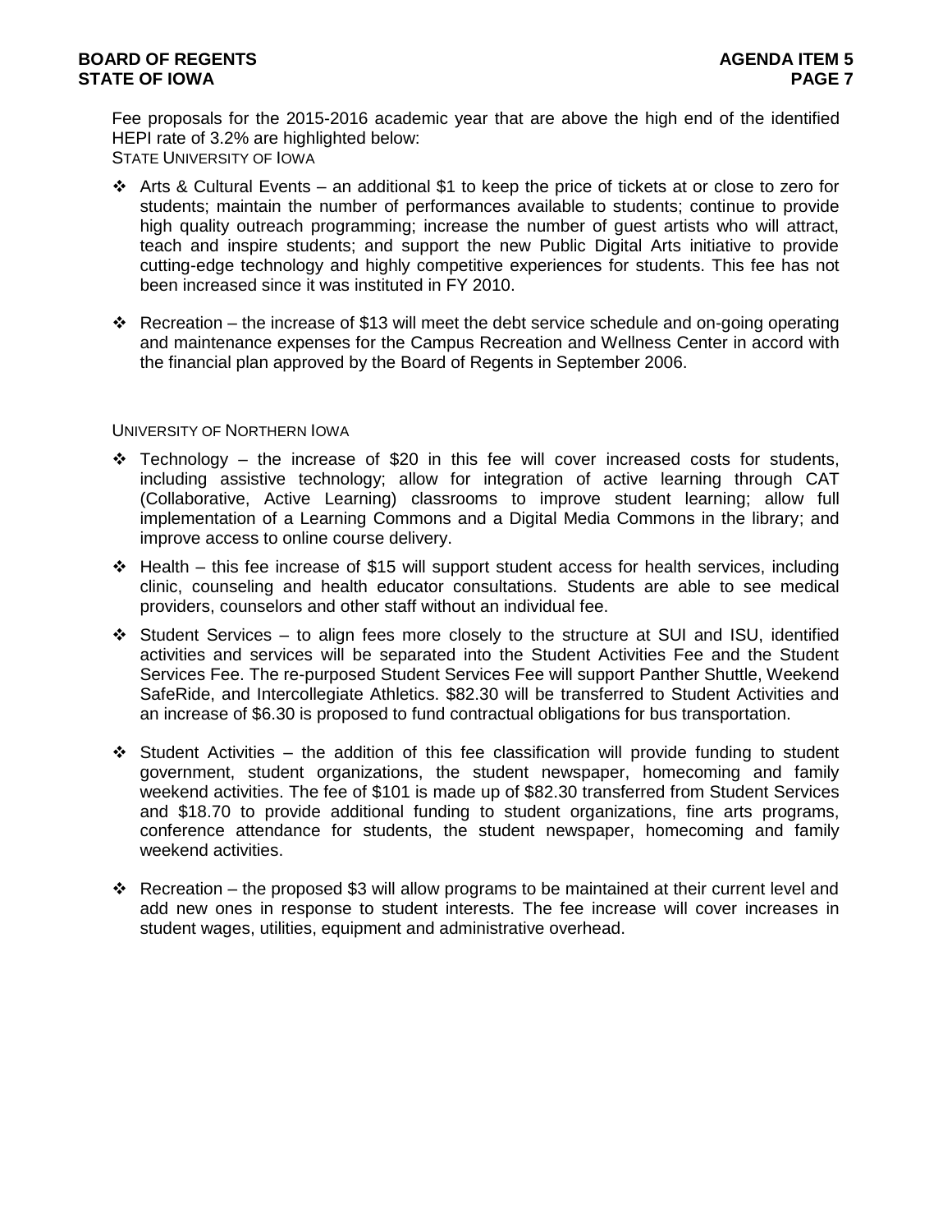Fee proposals for the 2015-2016 academic year that are above the high end of the identified HEPI rate of 3.2% are highlighted below:

STATE UNIVERSITY OF IOWA

- Arts & Cultural Events – an additional $1 to keep the price of tickets at or close to zero for students; maintain the number of performances available to students; continue to provide high quality outreach programming; increase the number of guest artists who will attract, teach and inspire students; and support the new Public Digital Arts initiative to provide cutting-edge technology and highly competitive experiences for students. This fee has not been increased since it was instituted in FY 2010.
- Recreation – the increase of $13 will meet the debt service schedule and on-going operating and maintenance expenses for the Campus Recreation and Wellness Center in accord with the financial plan approved by the Board of Regents in September 2006.

UNIVERSITY OF NORTHERN IOWA

- Technology – the increase of $20 in this fee will cover increased costs for students, including assistive technology; allow for integration of active learning through CAT (Collaborative, Active Learning) classrooms to improve student learning; allow full implementation of a Learning Commons and a Digital Media Commons in the library; and improve access to online course delivery.
- Health – this fee increase of $15 will support student access for health services, including clinic, counseling and health educator consultations. Students are able to see medical providers, counselors and other staff without an individual fee.
- Student Services – to align fees more closely to the structure at SUI and ISU, identified activities and services will be separated into the Student Activities Fee and the Student Services Fee. The re-purposed Student Services Fee will support Panther Shuttle, Weekend SafeRide, and Intercollegiate Athletics. $82.30 will be transferred to Student Activities and an increase of $6.30 is proposed to fund contractual obligations for bus transportation.
- Student Activities – the addition of this fee classification will provide funding to student government, student organizations, the student newspaper, homecoming and family weekend activities. The fee of $101 is made up of $82.30 transferred from Student Services and $18.70 to provide additional funding to student organizations, fine arts programs, conference attendance for students, the student newspaper, homecoming and family weekend activities.
- Recreation – the proposed $3 will allow programs to be maintained at their current level and add new ones in response to student interests. The fee increase will cover increases in student wages, utilities, equipment and administrative overhead.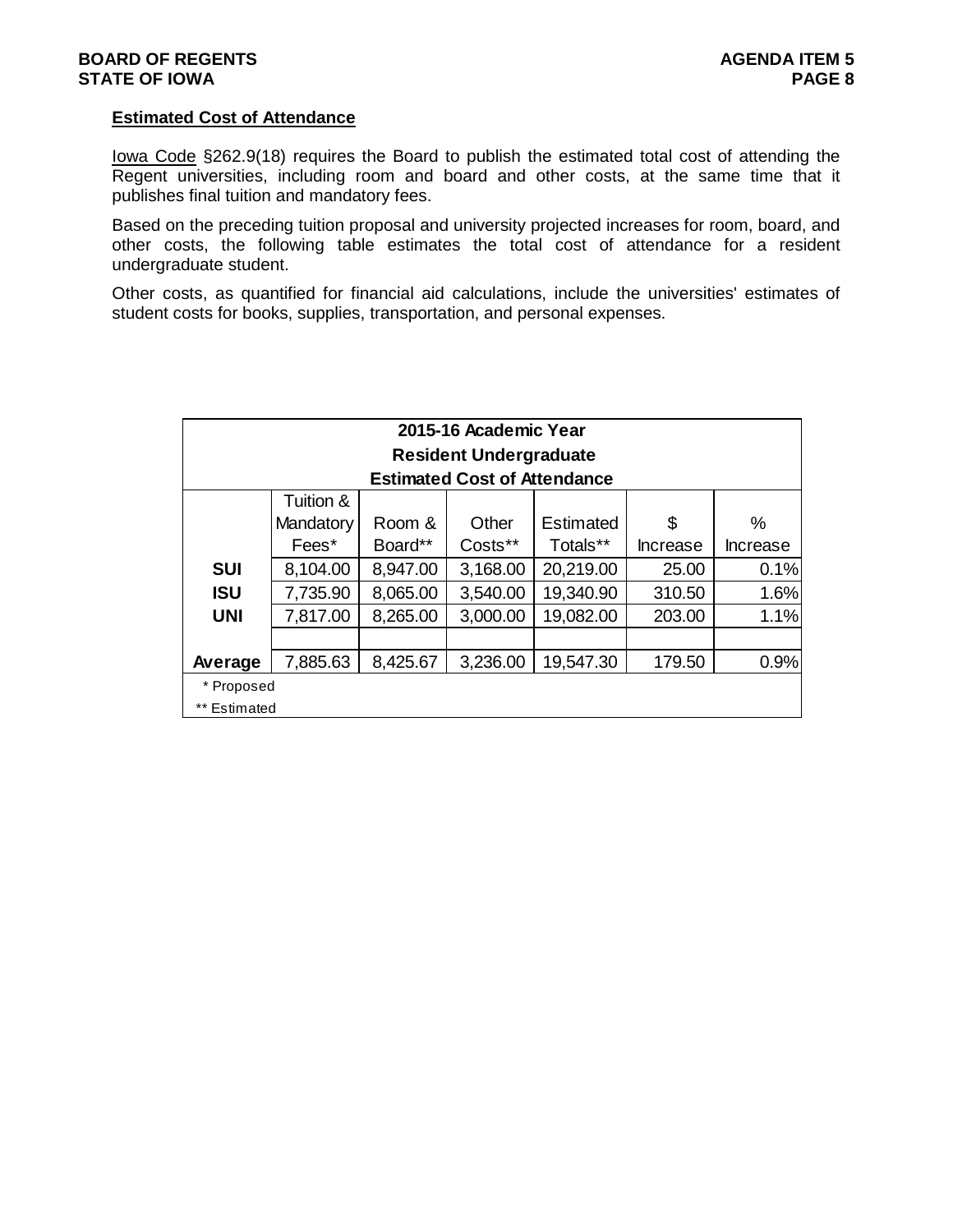## Estimated Cost of Attendance

Iowa Code §262.9(18) requires the Board to publish the estimated total cost of attending the Regent universities, including room and board and other costs, at the same time that it publishes final tuition and mandatory fees.

Based on the preceding tuition proposal and university projected increases for room, board, and other costs, the following table estimates the total cost of attendance for a resident undergraduate student.

Other costs, as quantified for financial aid calculations, include the universities' estimates of student costs for books, supplies, transportation, and personal expenses.

**2015-16 Academic Year**
**Resident Undergraduate**
**Estimated Cost of Attendance**

| | Tuition & Mandatory Fees* | Room & Board** | Other Costs** | Estimated Totals** | $ Increase | % Increase |
|---|---|---|---|---|---|---|
| **SUI** | 8,104.00 | 8,947.00 | 3,168.00 | 20,219.00 | 25.00 | 0.1% |
| **ISU** | 7,735.90 | 8,065.00 | 3,540.00 | 19,340.90 | 310.50 | 1.6% |
| **UNI** | 7,817.00 | 8,265.00 | 3,000.00 | 19,082.00 | 203.00 | 1.1% |
| | | | | | | |
| **Average** | 7,885.63 | 8,425.67 | 3,236.00 | 19,547.30 | 179.50 | 0.9% |

\* Proposed

** Estimated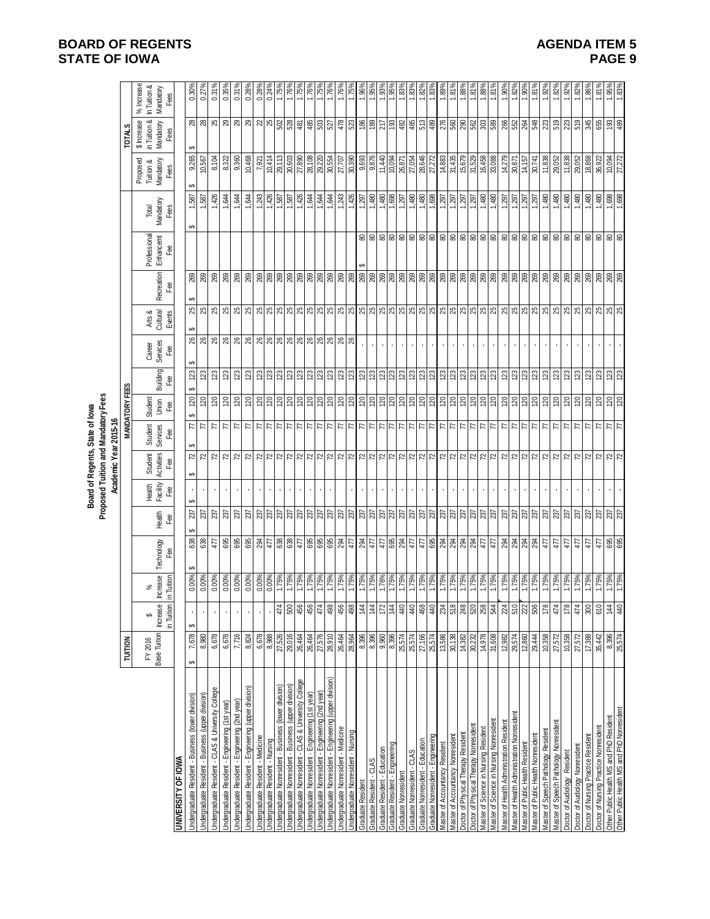**Board of Regents, State of Iowa**
**Proposed Tuition and Mandatory Fees**
**Academic Year 2015-16**

| | TUITION | | | MANDATORY FEES | | | | | | | | | | | | TOTALS | | |
|---|---|---|---|---|---|---|---|---|---|---|---|---|---|---|---|---|---|---|
| | FY 2016 Base Tuition | $ Increase in Tuition | % Increase in Tuition | Technology Fee | Health Fee | Health Facility Fee | Student Activities Fee | Student Services Fee | Student Union Fee | Building Fee | Career Services Fee | Arts & Cultural Events | Recreation Fee | Professional Enhancement Fee | Total Mandatory Fees | Proposed Tuition & Mandatory Fees | $ Increase in Tuition & Mandatory Fees | % Increase In Tuition & Mandatory Fees |
| **UNIVERSITY OF IOWA** | | | | | | | | | | | | | | | | | | |
| Undergraduate Resident - Business (lower division) | $ 7,678 | $ - | 0.00% | $ 638 | $ 237 | $ - | $ 72 | $ 77 | $ 120 | $ 123 | $ 26 | $ 25 | $ 269 | | $ 1,587 | $ 9,265 | $ 28 | 0.30% |
| Undergraduate Resident - Business (upper division) | 8,980 | - | 0.00% | 638 | 237 | - | 72 | 77 | 120 | 123 | 26 | 25 | 269 | | 1,587 | 10,567 | 28 | 0.27% |
| Undergraduate Resident - CLAS & University College | 6,678 | - | 0.00% | 477 | 237 | - | 72 | 77 | 120 | 123 | 26 | 25 | 269 | | 1,426 | 8,104 | 25 | 0.31% |
| Undergraduate Resident - Engineering (1st year) | 6,678 | - | 0.00% | 695 | 237 | - | 72 | 77 | 120 | 123 | 26 | 25 | 269 | | 1,644 | 8,322 | 29 | 0.35% |
| Undergraduate Resident - Engineering (2nd year) | 7,716 | - | 0.00% | 695 | 237 | - | 72 | 77 | 120 | 123 | 26 | 25 | 269 | | 1,644 | 9,360 | 29 | 0.31% |
| Undergraduate Resident - Engineering (upper division) | 8,824 | - | 0.00% | 695 | 237 | - | 72 | 77 | 120 | 123 | 26 | 25 | 269 | | 1,644 | 10,468 | 29 | 0.28% |
| Undergraduate Resident - Medicine | 6,678 | - | 0.00% | 294 | 237 | - | 72 | 77 | 120 | 123 | 26 | 25 | 269 | | 1,243 | 7,921 | 22 | 0.28% |
| Undergraduate Resident - Nursing | 8,988 | - | 0.00% | 477 | 237 | - | 72 | 77 | 120 | 123 | 26 | 25 | 269 | | 1,426 | 10,414 | 25 | 0.24% |
| Undergraduate Nonresident - Business (lower division) | 27,526 | 474 | 1.75% | 638 | 237 | - | 72 | 77 | 120 | 123 | 26 | 25 | 269 | | 1,587 | 29,113 | 502 | 1.75% |
| Undergraduate Nonresident - Business (upper division) | 29,016 | 500 | 1.75% | 638 | 237 | - | 72 | 77 | 120 | 123 | 26 | 25 | 269 | | 1,587 | 30,603 | 528 | 1.76% |
| Undergraduate Nonresident - CLAS & University College | 26,464 | 456 | 1.75% | 477 | 237 | - | 72 | 77 | 120 | 123 | 26 | 25 | 269 | | 1,426 | 27,890 | 481 | 1.75% |
| Undergraduate Nonresident - Engineering (1st year) | 26,464 | 456 | 1.75% | 695 | 237 | - | 72 | 77 | 120 | 123 | 26 | 25 | 269 | | 1,644 | 28,108 | 485 | 1.76% |
| Undergraduate Nonresident - Engineering (2nd year) | 27,576 | 474 | 1.75% | 695 | 237 | - | 72 | 77 | 120 | 123 | 26 | 25 | 269 | | 1,644 | 29,220 | 503 | 1.75% |
| Undergraduate Nonresident - Engineering (upper division) | 28,910 | 498 | 1.75% | 695 | 237 | - | 72 | 77 | 120 | 123 | 26 | 25 | 269 | | 1,644 | 30,554 | 527 | 1.76% |
| Undergraduate Nonresident - Medicine | 26,464 | 456 | 1.75% | 294 | 237 | - | 72 | 77 | 120 | 123 | 26 | 25 | 269 | | 1,243 | 27,707 | 478 | 1.76% |
| Undergraduate Nonresident - Nursing | 28,964 | 498 | 1.75% | 477 | 237 | - | 72 | 77 | 120 | 123 | 26 | 25 | 269 | | 1,426 | 30,390 | 523 | 1.75% |
| Graduate Resident | 8,396 | 144 | 1.75% | 294 | 237 | - | 72 | 77 | 120 | 123 | - | 25 | 269 | $ 80 | 1,297 | 9,693 | 186 | 1.96% |
| Graduate Resident - CLAS | 8,396 | 144 | 1.75% | 477 | 237 | - | 72 | 77 | 120 | 123 | - | 25 | 269 | 80 | 1,480 | 9,876 | 189 | 1.95% |
| Graduate Resident - Education | 9,960 | 172 | 1.76% | 477 | 237 | - | 72 | 77 | 120 | 123 | - | 25 | 269 | 80 | 1,480 | 11,440 | 217 | 1.93% |
| Graduate Resident - Engineering | 8,396 | 144 | 1.75% | 695 | 237 | - | 72 | 77 | 120 | 123 | - | 25 | 269 | 80 | 1,698 | 10,094 | 193 | 1.95% |
| Graduate Nonresident | 25,574 | 440 | 1.75% | 294 | 237 | - | 72 | 77 | 120 | 123 | - | 25 | 269 | 80 | 1,297 | 26,871 | 482 | 1.83% |
| Graduate Nonresident - CLAS | 25,574 | 440 | 1.75% | 477 | 237 | - | 72 | 77 | 120 | 123 | - | 25 | 269 | 80 | 1,480 | 27,054 | 485 | 1.83% |
| Graduate Nonresident - Education | 27,166 | 468 | 1.75% | 477 | 237 | - | 72 | 77 | 120 | 123 | - | 25 | 269 | 80 | 1,480 | 28,646 | 513 | 1.82% |
| Graduate Nonresident - Engineering | 25,574 | 440 | 1.75% | 695 | 237 | - | 72 | 77 | 120 | 123 | - | 25 | 269 | 80 | 1,698 | 27,272 | 489 | 1.83% |
| Master of Accountancy Resident | 13,586 | 234 | 1.75% | 294 | 237 | - | 72 | 77 | 120 | 123 | - | 25 | 269 | 80 | 1,297 | 14,883 | 276 | 1.89% |
| Master of Accountancy Nonresident | 30,138 | 518 | 1.75% | 294 | 237 | - | 72 | 77 | 120 | 123 | - | 25 | 269 | 80 | 1,297 | 31,435 | 560 | 1.81% |
| Doctor of Physical Therapy Resident | 14,382 | 248 | 1.75% | 294 | 237 | - | 72 | 77 | 120 | 123 | - | 25 | 269 | 80 | 1,297 | 15,679 | 290 | 1.88% |
| Doctor of Physical Therapy Nonresident | 30,232 | 520 | 1.75% | 294 | 237 | - | 72 | 77 | 120 | 123 | - | 25 | 269 | 80 | 1,297 | 31,529 | 562 | 1.81% |
| Master of Science in Nursing Resident | 14,978 | 258 | 1.75% | 477 | 237 | - | 72 | 77 | 120 | 123 | - | 25 | 269 | 80 | 1,480 | 16,458 | 303 | 1.88% |
| Master of Science in Nursing Nonresident | 31,608 | 544 | 1.75% | 477 | 237 | - | 72 | 77 | 120 | 123 | - | 25 | 269 | 80 | 1,480 | 33,088 | 589 | 1.81% |
| Master of Health Administration Resident | 12,982 | 224 | 1.75% | 294 | 237 | - | 72 | 77 | 120 | 123 | - | 25 | 269 | 80 | 1,297 | 14,279 | 266 | 1.90% |
| Master of Health Administration Nonresident | 29,574 | 510 | 1.75% | 294 | 237 | - | 72 | 77 | 120 | 123 | - | 25 | 269 | 80 | 1,297 | 30,871 | 552 | 1.82% |
| Master of Public Health Resident | 12,860 | 222 | 1.75% | 294 | 237 | - | 72 | 77 | 120 | 123 | - | 25 | 269 | 80 | 1,297 | 14,157 | 264 | 1.90% |
| Master of Public Health Nonresident | 29,444 | 506 | 1.75% | 294 | 237 | - | 72 | 77 | 120 | 123 | - | 25 | 269 | 80 | 1,297 | 30,741 | 548 | 1.81% |
| Master of Speech Pathology Resident | 10,358 | 178 | 1.75% | 477 | 237 | - | 72 | 77 | 120 | 123 | - | 25 | 269 | 80 | 1,480 | 11,838 | 223 | 1.92% |
| Master of Speech Pathology Nonresident | 27,572 | 474 | 1.75% | 477 | 237 | - | 72 | 77 | 120 | 123 | - | 25 | 269 | 80 | 1,480 | 29,052 | 519 | 1.82% |
| Doctor of Audiology Resident | 10,358 | 178 | 1.75% | 477 | 237 | - | 72 | 77 | 120 | 123 | - | 25 | 269 | 80 | 1,480 | 11,838 | 223 | 1.92% |
| Doctor of Audiology Nonresident | 27,572 | 474 | 1.75% | 477 | 237 | - | 72 | 77 | 120 | 123 | - | 25 | 269 | 80 | 1,480 | 29,052 | 519 | 1.82% |
| Doctor of Nursing Practice Resident | 17,388 | 300 | 1.75% | 477 | 237 | - | 72 | 77 | 120 | 123 | - | 25 | 269 | 80 | 1,480 | 18,868 | 345 | 1.86% |
| Doctor of Nursing Practice Nonresident | 35,442 | 610 | 1.75% | 477 | 237 | - | 72 | 77 | 120 | 123 | - | 25 | 269 | 80 | 1,480 | 36,922 | 655 | 1.81% |
| Other Public Health MS and PhD Resident | 8,396 | 144 | 1.75% | 695 | 237 | - | 72 | 77 | 120 | 123 | - | 25 | 269 | 80 | 1,698 | 10,094 | 193 | 1.95% |
| Other Public Health MS and PhD Nonresident | 25,574 | 440 | 1.75% | 695 | 237 | - | 72 | 77 | 120 | 123 | - | 25 | 269 | 80 | 1,698 | 27,272 | 489 | 1.83% |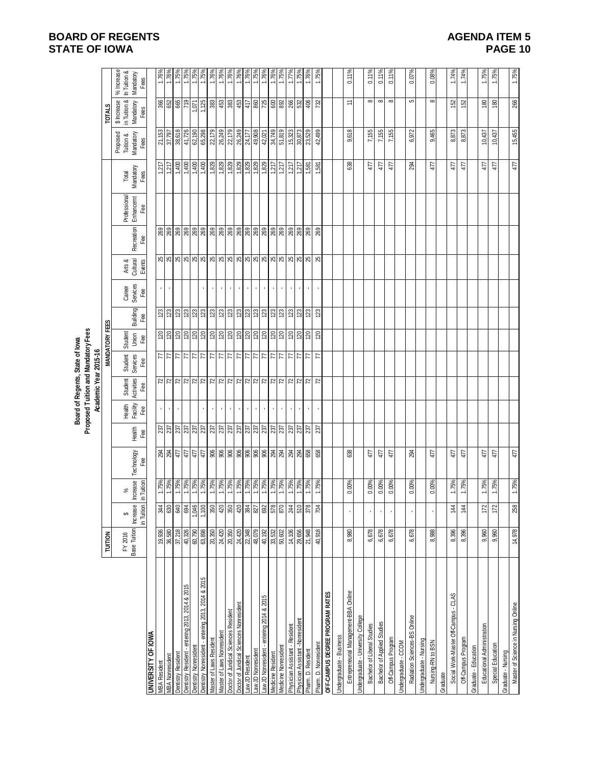**Board of Regents, State of Iowa**
**Proposed Tuition and Mandatory Fees**
**Academic Year 2015-16**

| | TUITION | | | MANDATORY FEES | | | | | | | | | | | | TOTALS | | |
|---|---|---|---|---|---|---|---|---|---|---|---|---|---|---|---|---|---|---|
| | FY 2016 Base Tuition | $ Increase in Tuition | % Increase in Tuition | Technology Fee | Health Fee | Health Facility Fee | Student Activities Fee | Student Services Fee | Student Union Fee | Building Fee | Career Services Fee | Arts & Cultural Events | Recreation Fee | Professional Enhancement Fee | Total Mandatory Fees | Proposed Tuition & Mandatory Fees | $ Increase in Tuition & Mandatory Fees | % Increase in Tuition & Mandatory Fees |
| **UNIVERSITY OF IOWA** | | | | | | | | | | | | | | | | | | |
| MBA Resident | 19,936 | 344 | 1.75% | 294 | 237 | - | 72 | 77 | 120 | 123 | - | 25 | 269 | | 1,217 | 21,153 | 366 | 1.76% |
| MBA Nonresident | 36,580 | 630 | 1.75% | 294 | 237 | - | 72 | 77 | 120 | 123 | - | 25 | 269 | | 1,217 | 37,797 | 652 | 1.76% |
| Dentistry Resident | 37,218 | 640 | 1.75% | 477 | 237 | - | 72 | 77 | 120 | 123 | | 25 | 269 | | 1,400 | 38,618 | 665 | 1.75% |
| Dentistry Resident - entering 2013, 2014 & 2015 | 40,326 | 694 | 1.75% | 477 | 237 | | 72 | 77 | 120 | 123 | | 25 | 269 | | 1,400 | 41,726 | 719 | 1.75% |
| Dentistry Nonresident | 60,790 | 1,046 | 1.75% | 477 | 237 | | 72 | 77 | 120 | 123 | | 25 | 269 | | 1,400 | 62,190 | 1,071 | 1.75% |
| Dentistry Nonresident - entering 2013, 2014 & 2015 | 63,898 | 1,100 | 1.75% | 477 | 237 | - | 72 | 77 | 120 | 123 | - | 25 | 269 | | 1,400 | 65,298 | 1,125 | 1.75% |
| Master of Laws Resident | 20,350 | 350 | 1.75% | 906 | 237 | - | 72 | 77 | 120 | 123 | - | 25 | 269 | | 1,829 | 22,179 | 383 | 1.76% |
| Master of Laws Nonresident | 24,420 | 420 | 1.75% | 906 | 237 | - | 72 | 77 | 120 | 123 | - | 25 | 269 | | 1,829 | 26,249 | 453 | 1.76% |
| Doctor of Juridical Sciences Resident | 20,350 | 350 | 1.75% | 906 | 237 | - | 72 | 77 | 120 | 123 | - | 25 | 269 | | 1,829 | 22,179 | 383 | 1.76% |
| Doctor of Juridical Sciences Nonresident | 24,420 | 420 | 1.75% | 906 | 237 | - | 72 | 77 | 120 | 123 | - | 25 | 269 | | 1,829 | 26,249 | 453 | 1.76% |
| Law JD Resident | 22,348 | 384 | 1.75% | 906 | 237 | - | 72 | 77 | 120 | 123 | - | 25 | 269 | | 1,829 | 24,177 | 417 | 1.76% |
| Law JD Nonresident | 48,079 | 827 | 1.75% | 906 | 237 | - | 72 | 77 | 120 | 123 | - | 25 | 269 | | 1,829 | 49,908 | 860 | 1.75% |
| Law JD Nonresident - entering 2014 & 2015 | 40,192 | 692 | 1.75% | 906 | 237 | - | 72 | 77 | 120 | 123 | - | 25 | 269 | | 1,829 | 42,021 | 725 | 1.76% |
| Medicine Resident | 33,532 | 578 | 1.75% | 294 | 237 | - | 72 | 77 | 120 | 123 | - | 25 | 269 | | 1,217 | 34,749 | 600 | 1.76% |
| Medicine Nonresident | 50,602 | 870 | 1.75% | 294 | 237 | - | 72 | 77 | 120 | 123 | - | 25 | 269 | | 1,217 | 51,819 | 892 | 1.75% |
| Physician Assistant - Resident | 14,106 | 244 | 1.75% | 294 | 237 | - | 72 | 77 | 120 | 123 | - | 25 | 269 | | 1,217 | 15,323 | 266 | 1.77% |
| Physician Assistant - Nonresident | 29,656 | 510 | 1.75% | 294 | 237 | - | 72 | 77 | 120 | 123 | - | 25 | 269 | | 1,217 | 30,873 | 532 | 1.75% |
| Pharm. D. Resident | 21,948 | 378 | 1.75% | 658 | 237 | - | 72 | 77 | 120 | 123 | - | 25 | 269 | | 1,581 | 23,529 | 406 | 1.76% |
| Pharm. D. Nonresident | 40,918 | 704 | 1.75% | 658 | 237 | - | 72 | 77 | 120 | 123 | - | 25 | 269 | | 1,581 | 42,499 | 732 | 1.75% |
| **OFF-CAMPUS DEGREE PROGRAM RATES** | | | | | | | | | | | | | | | | | | |
| Undergraduate - Business | | | | | | | | | | | | | | | | | | |
| Entrepreneurial Management-BBA Online | 8,980 | - | 0.00% | 638 | | | | | | | | | | | 638 | 9,618 | 11 | 0.11% |
| Undergraduate - University College | | | | | | | | | | | | | | | | | | |
| Bachelor of Liberal Studies | 6,678 | - | 0.00% | 477 | | | | | | | | | | | 477 | 7,155 | 8 | 0.11% |
| Bachelor of Applied Studies | 6,678 | - | 0.00% | 477 | | | | | | | | | | | 477 | 7,155 | 8 | 0.11% |
| Off-Campus Program | 6,678 | - | 0.00% | 477 | | | | | | | | | | | 477 | 7,155 | 8 | 0.11% |
| Undergraduate - CCOM | | | | | | | | | | | | | | | | | | |
| Radiation Sciences-BS Online | 6,678 | - | 0.00% | 294 | | | | | | | | | | | 294 | 6,972 | 5 | 0.07% |
| Undergraduate - Nursing | | | | | | | | | | | | | | | | | | |
| Nursing-RN to BSN | 8,988 | - | 0.00% | 477 | | | | | | | | | | | 477 | 9,465 | 8 | 0.08% |
| Graduate | | | | | | | | | | | | | | | | | | |
| Social Work-Master Off-Campus - CLAS | 8,396 | 144 | 1.75% | 477 | | | | | | | | | | | 477 | 8,873 | 152 | 1.74% |
| Off-Campus Program | 8,396 | 144 | 1.75% | 477 | | | | | | | | | | | 477 | 8,873 | 152 | 1.74% |
| Graduate - Education | | | | | | | | | | | | | | | | | | |
| Educational Administration | 9,960 | 172 | 1.75% | 477 | | | | | | | | | | | 477 | 10,437 | 180 | 1.75% |
| Special Education | 9,960 | 172 | 1.75% | 477 | | | | | | | | | | | 477 | 10,437 | 180 | 1.75% |
| Graduate - Nursing | | | | | | | | | | | | | | | | | | |
| Master of Science in Nursing Online | 14,978 | 258 | 1.75% | 477 | | | | | | | | | | | 477 | 15,455 | 266 | 1.75% |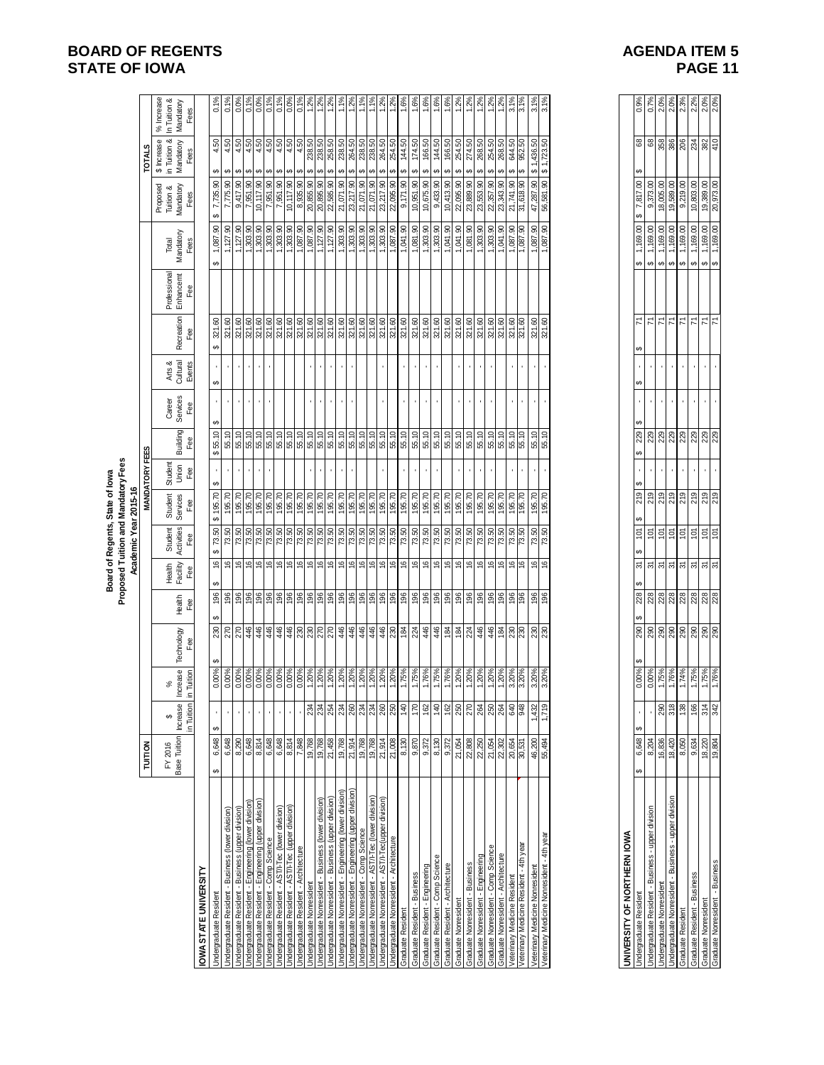**Board of Regents, State of Iowa**
**Proposed Tuition and Mandatory Fees**
**Academic Year 2015-16**

| | TUITION | | | MANDATORY FEES | | | | | | | | | | | | TOTALS | | |
|---|---|---|---|---|---|---|---|---|---|---|---|---|---|---|---|---|---|---|
| | FY 2016 Base Tuition | $ Increase in Tuition | % Increase in Tuition | Technology Fee | Health Fee | Health Facility Fee | Student Activities Fee | Student Services Fee | Student Union Fee | Building Fee | Career Services Fee | Arts & Cultural Events | Recreation Fee | Professional Enhancement Fee | Total Mandatory Fees | Proposed Tuition & Mandatory Fees | $ Increase in Tuition & Mandatory Fees | % Increase in Tuition & Mandatory Fees |
| **IOWA STATE UNIVERSITY** | | | | | | | | | | | | | | | | | | |
| Undergraduate Resident | $ 6,648 | $ - | 0.00% | $ 230 | $ 196 | $ 16 | $ 73.50 | $ 195.70 | $ - | $ 55.10 | $ - | $ - | $ 321.60 | | $ 1,087.90 | $ 7,735.90 | $ 4.50 | 0.1% |
| Undergraduate Resident - Business (lower division) | 6,648 | - | 0.00% | 270 | 196 | 16 | 73.50 | 195.70 | - | 55.10 | - | - | 321.60 | | 1,127.90 | 7,775.90 | $ 4.50 | 0.1% |
| Undergraduate Resident - Business (upper division) | 8,290 | - | 0.00% | 270 | 196 | 16 | 73.50 | 195.70 | - | 55.10 | - | - | 321.60 | | 1,127.90 | 9,417.90 | $ 4.50 | 0.0% |
| Undergraduate Resident - Engineering (lower division) | 6,648 | - | 0.00% | 446 | 196 | 16 | 73.50 | 195.70 | - | 55.10 | - | - | 321.60 | | 1,303.90 | 7,951.90 | $ 4.50 | 0.1% |
| Undergraduate Resident - Engineering (upper division) | 8,814 | - | 0.00% | 446 | 196 | 16 | 73.50 | 195.70 | - | 55.10 | - | - | 321.60 | | 1,303.90 | 10,117.90 | $ 4.50 | 0.0% |
| Undergraduate Resident - Comp Science | 6,648 | - | 0.00% | 446 | 196 | 16 | 73.50 | 195.70 | - | 55.10 | - | - | 321.60 | | 1,303.90 | 7,951.90 | $ 4.50 | 0.1% |
| Undergraduate Resident - AST/I-Tec (lower division) | 6,648 | - | 0.00% | 446 | 196 | 16 | 73.50 | 195.70 | | 55.10 | | | 321.60 | | 1,303.90 | 7,951.90 | $ 4.50 | 0.1% |
| Undergraduate Resident - AST/I-Tec (upper division) | 8,814 | - | 0.00% | 446 | 196 | 16 | 73.50 | 195.70 | | 55.10 | | | 321.60 | | 1,303.90 | 10,117.90 | $ 4.50 | 0.0% |
| Undergraduate Resident - Architecture | 7,848 | - | 0.00% | 230 | 196 | 16 | 73.50 | 195.70 | | 55.10 | | | 321.60 | | 1,087.90 | 8,935.90 | $ 4.50 | 0.1% |
| Undergraduate Nonresident | 19,768 | 234 | 1.20% | 230 | 196 | 16 | 73.50 | 195.70 | - | 55.10 | - | - | 321.60 | | 1,087.90 | 20,855.90 | $ 238.50 | 1.2% |
| Undergraduate Nonresident - Business (lower division) | 19,768 | 234 | 1.20% | 270 | 196 | 16 | 73.50 | 195.70 | - | 55.10 | - | - | 321.60 | | 1,127.90 | 20,895.90 | $ 238.50 | 1.2% |
| Undergraduate Nonresident - Business (upper division) | 21,458 | 254 | 1.20% | 270 | 196 | 16 | 73.50 | 195.70 | - | 55.10 | - | - | 321.60 | | 1,127.90 | 22,585.90 | $ 258.50 | 1.2% |
| Undergraduate Nonresident - Engineering (lower division) | 19,768 | 234 | 1.20% | 446 | 196 | 16 | 73.50 | 195.70 | - | 55.10 | - | - | 321.60 | | 1,303.90 | 21,071.90 | $ 238.50 | 1.1% |
| Undergraduate Nonresident - Engineering (upper division) | 21,914 | 260 | 1.20% | 446 | 196 | 16 | 73.50 | 195.70 | - | 55.10 | - | - | 321.60 | | 1,303.90 | 23,217.90 | $ 264.50 | 1.2% |
| Undergraduate Nonresident - Comp Science | 19,768 | 234 | 1.20% | 446 | 196 | 16 | 73.50 | 195.70 | - | 55.10 | - | - | 321.60 | | 1,303.90 | 21,071.90 | $ 238.50 | 1.1% |
| Undergraduate Nonresident - AST/I-Tec (lower division) | 19,768 | 234 | 1.20% | 446 | 196 | 16 | 73.50 | 195.70 | - | 55.10 | - | - | 321.60 | | 1,303.90 | 21,071.90 | $ 238.50 | 1.1% |
| Undergraduate Nonresident - AST/I-Tec(upper division) | 21,914 | 260 | 1.20% | 446 | 196 | 16 | 73.50 | 195.70 | - | 55.10 | - | - | 321.60 | | 1,303.90 | 23,217.90 | $ 264.50 | 1.2% |
| Undergraduate Nonresident - Architecture | 21,008 | 250 | 1.20% | 230 | 196 | 16 | 73.50 | 195.70 | - | 55.10 | - | - | 321.60 | | 1,087.90 | 22,095.90 | $ 254.50 | 1.2% |
| Graduate Resident | 8,130 | 140 | 1.75% | 184 | 196 | 16 | 73.50 | 195.70 | - | 55.10 | - | - | 321.60 | | 1,041.90 | 9,171.90 | $ 144.50 | 1.6% |
| Graduate Resident - Business | 9,870 | 170 | 1.75% | 224 | 196 | 16 | 73.50 | 195.70 | - | 55.10 | - | - | 321.60 | | 1,081.90 | 10,951.90 | $ 174.50 | 1.6% |
| Graduate Resident - Engineering | 9,372 | 162 | 1.76% | 446 | 196 | 16 | 73.50 | 195.70 | - | 55.10 | - | - | 321.60 | | 1,303.90 | 10,675.90 | $ 166.50 | 1.6% |
| Graduate Resident - Comp Science | 8,130 | 140 | 1.75% | 446 | 196 | 16 | 73.50 | 195.70 | - | 55.10 | - | - | 321.60 | | 1,303.90 | 9,433.90 | $ 144.50 | 1.6% |
| Graduate Resident - Architecture | 9,372 | 162 | 1.76% | 184 | 196 | 16 | 73.50 | 195.70 | - | 55.10 | - | - | 321.60 | | 1,041.90 | 10,413.90 | $ 166.50 | 1.6% |
| Graduate Nonresident | 21,054 | 250 | 1.20% | 184 | 196 | 16 | 73.50 | 195.70 | - | 55.10 | - | - | 321.60 | | 1,041.90 | 22,095.90 | $ 254.50 | 1.2% |
| Graduate Nonresident - Business | 22,808 | 270 | 1.20% | 224 | 196 | 16 | 73.50 | 195.70 | - | 55.10 | - | - | 321.60 | | 1,081.90 | 23,889.90 | $ 274.50 | 1.2% |
| Graduate Nonresident - Engineering | 22,250 | 264 | 1.20% | 446 | 196 | 16 | 73.50 | 195.70 | - | 55.10 | - | - | 321.60 | | 1,303.90 | 23,553.90 | $ 268.50 | 1.2% |
| Graduate Nonresident - Comp Science | 21,054 | 250 | 1.20% | 446 | 196 | 16 | 73.50 | 195.70 | - | 55.10 | - | - | 321.60 | | 1,303.90 | 22,357.90 | $ 254.50 | 1.2% |
| Graduate Nonresident - Architecture | 22,302 | 264 | 1.20% | 184 | 196 | 16 | 73.50 | 195.70 | - | 55.10 | - | - | 321.60 | | 1,041.90 | 23,343.90 | $ 268.50 | 1.2% |
| Veterinary Medicine Resident | 20,654 | 640 | 3.20% | 230 | 196 | 16 | 73.50 | 195.70 | - | 55.10 | - | - | 321.60 | | 1,087.90 | 21,741.90 | $ 644.50 | 3.1% |
| Veterinary Medicine Resident - 4th year | 30,531 | 948 | 3.20% | 230 | 196 | 16 | 73.50 | 195.70 | | 55.10 | | | 321.60 | | 1,087.90 | 31,618.90 | $ 952.50 | 3.1% |
| Veterinary Medicine Nonresident | 46,200 | 1,432 | 3.20% | 230 | 196 | 16 | 73.50 | 195.70 | - | 55.10 | - | - | 321.60 | | 1,087.90 | 47,287.90 | $ 1,436.50 | 3.1% |
| Veterinary Medicine Nonresident - 4th year | 55,494 | 1,719 | 3.20% | 230 | 196 | 16 | 73.50 | 195.70 | - | 55.10 | - | - | 321.60 | | 1,087.90 | 56,581.90 | $ 1,723.50 | 3.1% |

| | TUITION | | | MANDATORY FEES | | | | | | | | | | | | TOTALS | | |
|---|---|---|---|---|---|---|---|---|---|---|---|---|---|---|---|---|---|---|
| **UNIVERSITY OF NORTHERN IOWA** | | | | | | | | | | | | | | | | | | |
| Undergraduate Resident | $ 6,648 | $ - | 0.00% | $ 290 | $ 228 | $ 31 | $ 101 | $ 219 | $ - | $ 229 | $ - | $ - | $ 71 | | $ 1,169.00 | $ 7,817.00 | $ 68 | 0.9% |
| Undergraduate Resident - Business - upper division | 8,204 | - | 0.00% | 290 | 228 | 31 | 101 | 219 | - | 229 | - | - | 71 | | $ 1,169.00 | 9,373.00 | 68 | 0.7% |
| Undergraduate Nonresident | 16,836 | 290 | 1.75% | 290 | 228 | 31 | 101 | 219 | - | 229 | - | - | 71 | | $ 1,169.00 | 18,005.00 | 358 | 2.0% |
| Undergraduate Nonresident - Business - upper division | 18,420 | 318 | 1.76% | 290 | 228 | 31 | 101 | 219 | - | 229 | - | - | 71 | | $ 1,169.00 | 19,589.00 | 386 | 2.0% |
| Graduate Resident | 8,050 | 138 | 1.74% | 290 | 228 | 31 | 101 | 219 | - | 229 | - | - | 71 | | $ 1,169.00 | 9,219.00 | 206 | 2.3% |
| Graduate Resident - Business | 9,634 | 166 | 1.75% | 290 | 228 | 31 | 101 | 219 | - | 229 | - | - | 71 | | $ 1,169.00 | 10,803.00 | 234 | 2.2% |
| Graduate Nonresident | 18,220 | 314 | 1.75% | 290 | 228 | 31 | 101 | 219 | - | 229 | - | - | 71 | | $ 1,169.00 | 19,389.00 | 382 | 2.0% |
| Graduate Nonresident - Business | 19,804 | 342 | 1.76% | 290 | 228 | 31 | 101 | 219 | - | 229 | - | - | 71 | | $ 1,169.00 | 20,973.00 | 410 | 2.0% |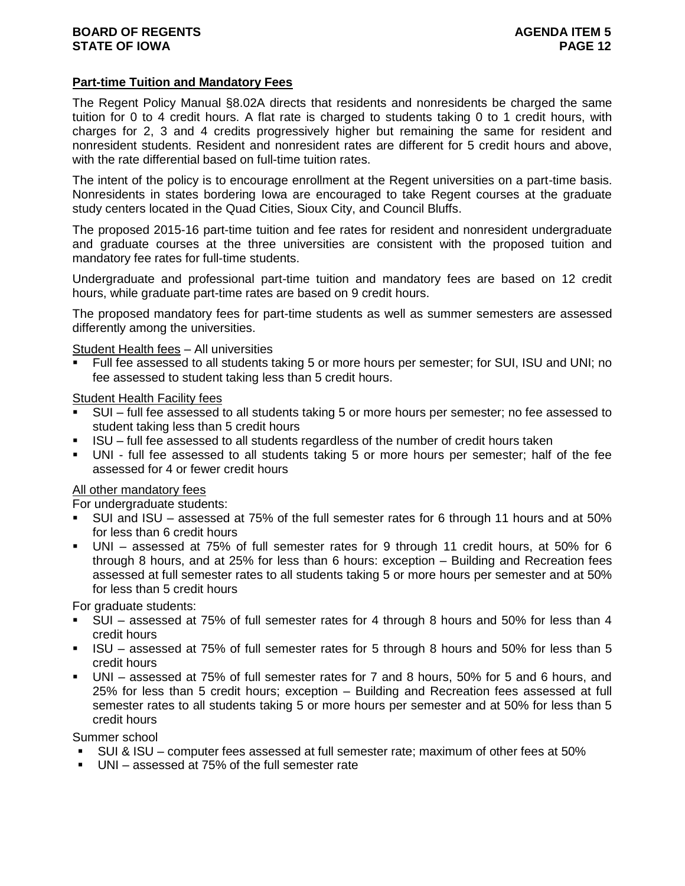## Part-time Tuition and Mandatory Fees

The Regent Policy Manual §8.02A directs that residents and nonresidents be charged the same tuition for 0 to 4 credit hours. A flat rate is charged to students taking 0 to 1 credit hours, with charges for 2, 3 and 4 credits progressively higher but remaining the same for resident and nonresident students. Resident and nonresident rates are different for 5 credit hours and above, with the rate differential based on full-time tuition rates.

The intent of the policy is to encourage enrollment at the Regent universities on a part-time basis. Nonresidents in states bordering Iowa are encouraged to take Regent courses at the graduate study centers located in the Quad Cities, Sioux City, and Council Bluffs.

The proposed 2015-16 part-time tuition and fee rates for resident and nonresident undergraduate and graduate courses at the three universities are consistent with the proposed tuition and mandatory fee rates for full-time students.

Undergraduate and professional part-time tuition and mandatory fees are based on 12 credit hours, while graduate part-time rates are based on 9 credit hours.

The proposed mandatory fees for part-time students as well as summer semesters are assessed differently among the universities.

Student Health fees – All universities

- Full fee assessed to all students taking 5 or more hours per semester; for SUI, ISU and UNI; no fee assessed to student taking less than 5 credit hours.

Student Health Facility fees

- SUI – full fee assessed to all students taking 5 or more hours per semester; no fee assessed to student taking less than 5 credit hours
- ISU – full fee assessed to all students regardless of the number of credit hours taken
- UNI - full fee assessed to all students taking 5 or more hours per semester; half of the fee assessed for 4 or fewer credit hours

All other mandatory fees

For undergraduate students:

- SUI and ISU – assessed at 75% of the full semester rates for 6 through 11 hours and at 50% for less than 6 credit hours
- UNI – assessed at 75% of full semester rates for 9 through 11 credit hours, at 50% for 6 through 8 hours, and at 25% for less than 6 hours: exception – Building and Recreation fees assessed at full semester rates to all students taking 5 or more hours per semester and at 50% for less than 5 credit hours

For graduate students:

- SUI – assessed at 75% of full semester rates for 4 through 8 hours and 50% for less than 4 credit hours
- ISU – assessed at 75% of full semester rates for 5 through 8 hours and 50% for less than 5 credit hours
- UNI – assessed at 75% of full semester rates for 7 and 8 hours, 50% for 5 and 6 hours, and 25% for less than 5 credit hours; exception – Building and Recreation fees assessed at full semester rates to all students taking 5 or more hours per semester and at 50% for less than 5 credit hours

Summer school

- SUI & ISU – computer fees assessed at full semester rate; maximum of other fees at 50%
- UNI – assessed at 75% of the full semester rate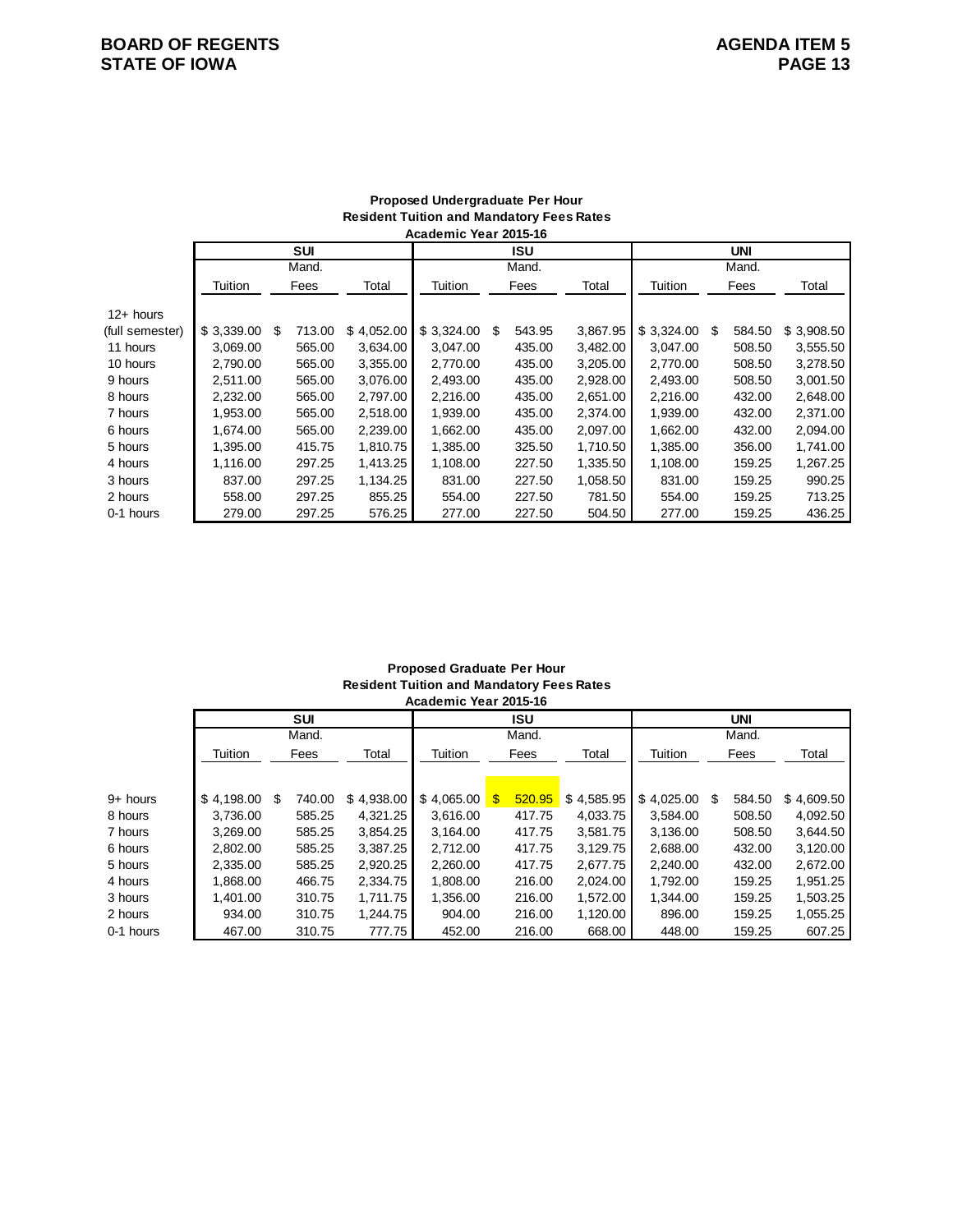**Proposed Undergraduate Per Hour**
**Resident Tuition and Mandatory Fees Rates**
**Academic Year 2015-16**

| | SUI | | | ISU | | | UNI | | |
|---|---|---|---|---|---|---|---|---|---|
| | Tuition | Mand. Fees | Total | Tuition | Mand. Fees | Total | Tuition | Mand. Fees | Total |
| 12+ hours (full semester) | $ 3,339.00 | $ 713.00 | $ 4,052.00 | $ 3,324.00 | $ 543.95 | 3,867.95 | $ 3,324.00 | $ 584.50 | $ 3,908.50 |
| 11 hours | 3,069.00 | 565.00 | 3,634.00 | 3,047.00 | 435.00 | 3,482.00 | 3,047.00 | 508.50 | 3,555.50 |
| 10 hours | 2,790.00 | 565.00 | 3,355.00 | 2,770.00 | 435.00 | 3,205.00 | 2,770.00 | 508.50 | 3,278.50 |
| 9 hours | 2,511.00 | 565.00 | 3,076.00 | 2,493.00 | 435.00 | 2,928.00 | 2,493.00 | 508.50 | 3,001.50 |
| 8 hours | 2,232.00 | 565.00 | 2,797.00 | 2,216.00 | 435.00 | 2,651.00 | 2,216.00 | 432.00 | 2,648.00 |
| 7 hours | 1,953.00 | 565.00 | 2,518.00 | 1,939.00 | 435.00 | 2,374.00 | 1,939.00 | 432.00 | 2,371.00 |
| 6 hours | 1,674.00 | 565.00 | 2,239.00 | 1,662.00 | 435.00 | 2,097.00 | 1,662.00 | 432.00 | 2,094.00 |
| 5 hours | 1,395.00 | 415.75 | 1,810.75 | 1,385.00 | 325.50 | 1,710.50 | 1,385.00 | 356.00 | 1,741.00 |
| 4 hours | 1,116.00 | 297.25 | 1,413.25 | 1,108.00 | 227.50 | 1,335.50 | 1,108.00 | 159.25 | 1,267.25 |
| 3 hours | 837.00 | 297.25 | 1,134.25 | 831.00 | 227.50 | 1,058.50 | 831.00 | 159.25 | 990.25 |
| 2 hours | 558.00 | 297.25 | 855.25 | 554.00 | 227.50 | 781.50 | 554.00 | 159.25 | 713.25 |
| 0-1 hours | 279.00 | 297.25 | 576.25 | 277.00 | 227.50 | 504.50 | 277.00 | 159.25 | 436.25 |

**Proposed Graduate Per Hour**
**Resident Tuition and Mandatory Fees Rates**
**Academic Year 2015-16**

| | SUI | | | ISU | | | UNI | | |
|---|---|---|---|---|---|---|---|---|---|
| | Tuition | Mand. Fees | Total | Tuition | Mand. Fees | Total | Tuition | Mand. Fees | Total |
| 9+ hours | $ 4,198.00 | $ 740.00 | $ 4,938.00 | $ 4,065.00 | $ 520.95 | $ 4,585.95 | $ 4,025.00 | $ 584.50 | $ 4,609.50 |
| 8 hours | 3,736.00 | 585.25 | 4,321.25 | 3,616.00 | 417.75 | 4,033.75 | 3,584.00 | 508.50 | 4,092.50 |
| 7 hours | 3,269.00 | 585.25 | 3,854.25 | 3,164.00 | 417.75 | 3,581.75 | 3,136.00 | 508.50 | 3,644.50 |
| 6 hours | 2,802.00 | 585.25 | 3,387.25 | 2,712.00 | 417.75 | 3,129.75 | 2,688.00 | 432.00 | 3,120.00 |
| 5 hours | 2,335.00 | 585.25 | 2,920.25 | 2,260.00 | 417.75 | 2,677.75 | 2,240.00 | 432.00 | 2,672.00 |
| 4 hours | 1,868.00 | 466.75 | 2,334.75 | 1,808.00 | 216.00 | 2,024.00 | 1,792.00 | 159.25 | 1,951.25 |
| 3 hours | 1,401.00 | 310.75 | 1,711.75 | 1,356.00 | 216.00 | 1,572.00 | 1,344.00 | 159.25 | 1,503.25 |
| 2 hours | 934.00 | 310.75 | 1,244.75 | 904.00 | 216.00 | 1,120.00 | 896.00 | 159.25 | 1,055.25 |
| 0-1 hours | 467.00 | 310.75 | 777.75 | 452.00 | 216.00 | 668.00 | 448.00 | 159.25 | 607.25 |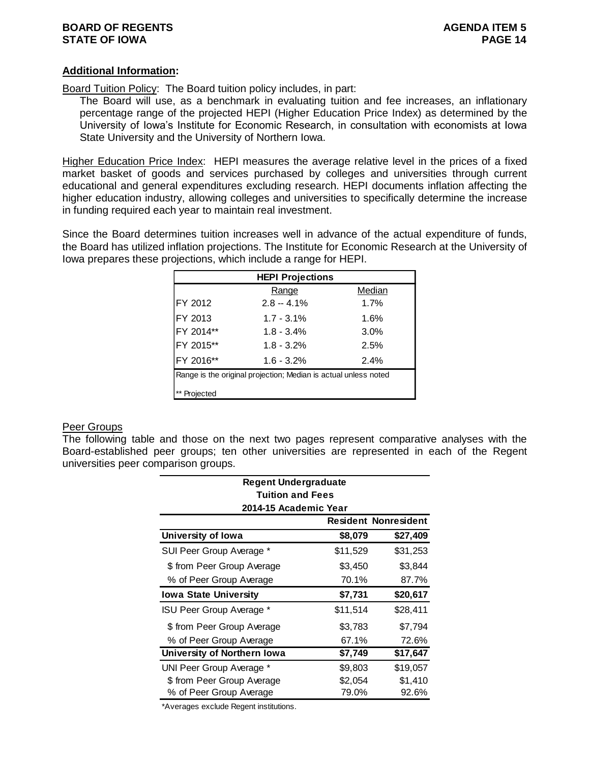**Additional Information:**

Board Tuition Policy: The Board tuition policy includes, in part:

The Board will use, as a benchmark in evaluating tuition and fee increases, an inflationary percentage range of the projected HEPI (Higher Education Price Index) as determined by the University of Iowa's Institute for Economic Research, in consultation with economists at Iowa State University and the University of Northern Iowa.

Higher Education Price Index: HEPI measures the average relative level in the prices of a fixed market basket of goods and services purchased by colleges and universities through current educational and general expenditures excluding research. HEPI documents inflation affecting the higher education industry, allowing colleges and universities to specifically determine the increase in funding required each year to maintain real investment.

Since the Board determines tuition increases well in advance of the actual expenditure of funds, the Board has utilized inflation projections. The Institute for Economic Research at the University of Iowa prepares these projections, which include a range for HEPI.

| HEPI Projections | | |
|---|---|---|
| | Range | Median |
| FY 2012 | 2.8 -- 4.1% | 1.7% |
| FY 2013 | 1.7 - 3.1% | 1.6% |
| FY 2014** | 1.8 - 3.4% | 3.0% |
| FY 2015** | 1.8 - 3.2% | 2.5% |
| FY 2016** | 1.6 - 3.2% | 2.4% |

Range is the original projection; Median is actual unless noted

** Projected

Peer Groups

The following table and those on the next two pages represent comparative analyses with the Board-established peer groups; ten other universities are represented in each of the Regent universities peer comparison groups.

| Regent Undergraduate Tuition and Fees 2014-15 Academic Year | Resident | Nonresident |
|---|---|---|
| **University of Iowa** | **$8,079** | **$27,409** |
| SUI Peer Group Average * | $11,529 | $31,253 |
| $ from Peer Group Average | $3,450 | $3,844 |
| % of Peer Group Average | 70.1% | 87.7% |
| **Iowa State University** | **$7,731** | **$20,617** |
| ISU Peer Group Average * | $11,514 | $28,411 |
| $ from Peer Group Average | $3,783 | $7,794 |
| % of Peer Group Average | 67.1% | 72.6% |
| **University of Northern Iowa** | **$7,749** | **$17,647** |
| UNI Peer Group Average * | $9,803 | $19,057 |
| $ from Peer Group Average | $2,054 | $1,410 |
| % of Peer Group Average | 79.0% | 92.6% |

*Averages exclude Regent institutions.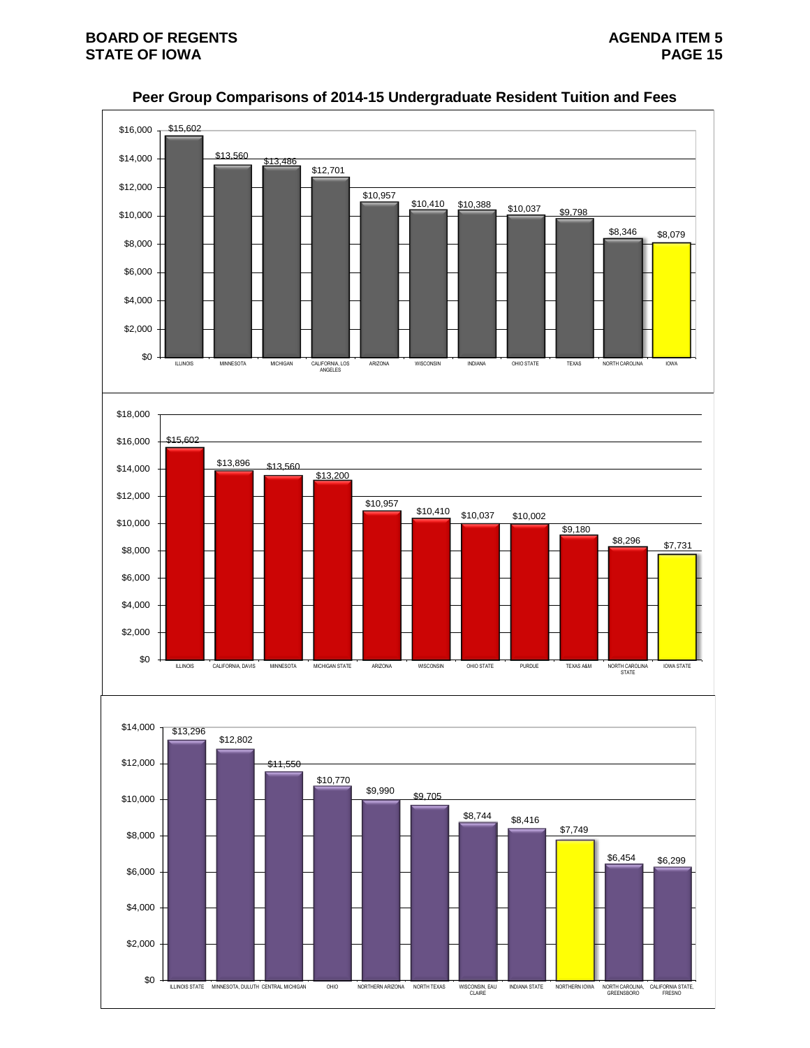## Peer Group Comparisons of 2014-15 Undergraduate Resident Tuition and Fees

| Institution | Tuition and Fees |
|---|---|
| ILLINOIS | $15,602 |
| MINNESOTA | $13,560 |
| MICHIGAN | $13,486 |
| CALIFORNIA, LOS ANGELES | $12,701 |
| ARIZONA | $10,957 |
| WISCONSIN | $10,410 |
| INDIANA | $10,388 |
| OHIO STATE | $10,037 |
| TEXAS | $9,798 |
| NORTH CAROLINA | $8,346 |
| IOWA | $8,079 |

| Institution | Tuition and Fees |
|---|---|
| ILLINOIS | $15,602 |
| CALIFORNIA, DAVIS | $13,896 |
| MINNESOTA | $13,560 |
| MICHIGAN STATE | $13,200 |
| ARIZONA | $10,957 |
| WISCONSIN | $10,410 |
| OHIO STATE | $10,037 |
| PURDUE | $10,002 |
| TEXAS A&M | $9,180 |
| NORTH CAROLINA STATE | $8,296 |
| IOWA STATE | $7,731 |

| Institution | Tuition and Fees |
|---|---|
| ILLINOIS STATE | $13,296 |
| MINNESOTA, DULUTH | $12,802 |
| CENTRAL MICHIGAN | $11,550 |
| OHIO | $10,770 |
| NORTHERN ARIZONA | $9,990 |
| NORTH TEXAS | $9,705 |
| WISCONSIN, EAU CLAIRE | $8,744 |
| INDIANA STATE | $8,416 |
| NORTHERN IOWA | $7,749 |
| NORTH CAROLINA, GREENSBORO | $6,454 |
| CALIFORNIA STATE, FRESNO | $6,299 |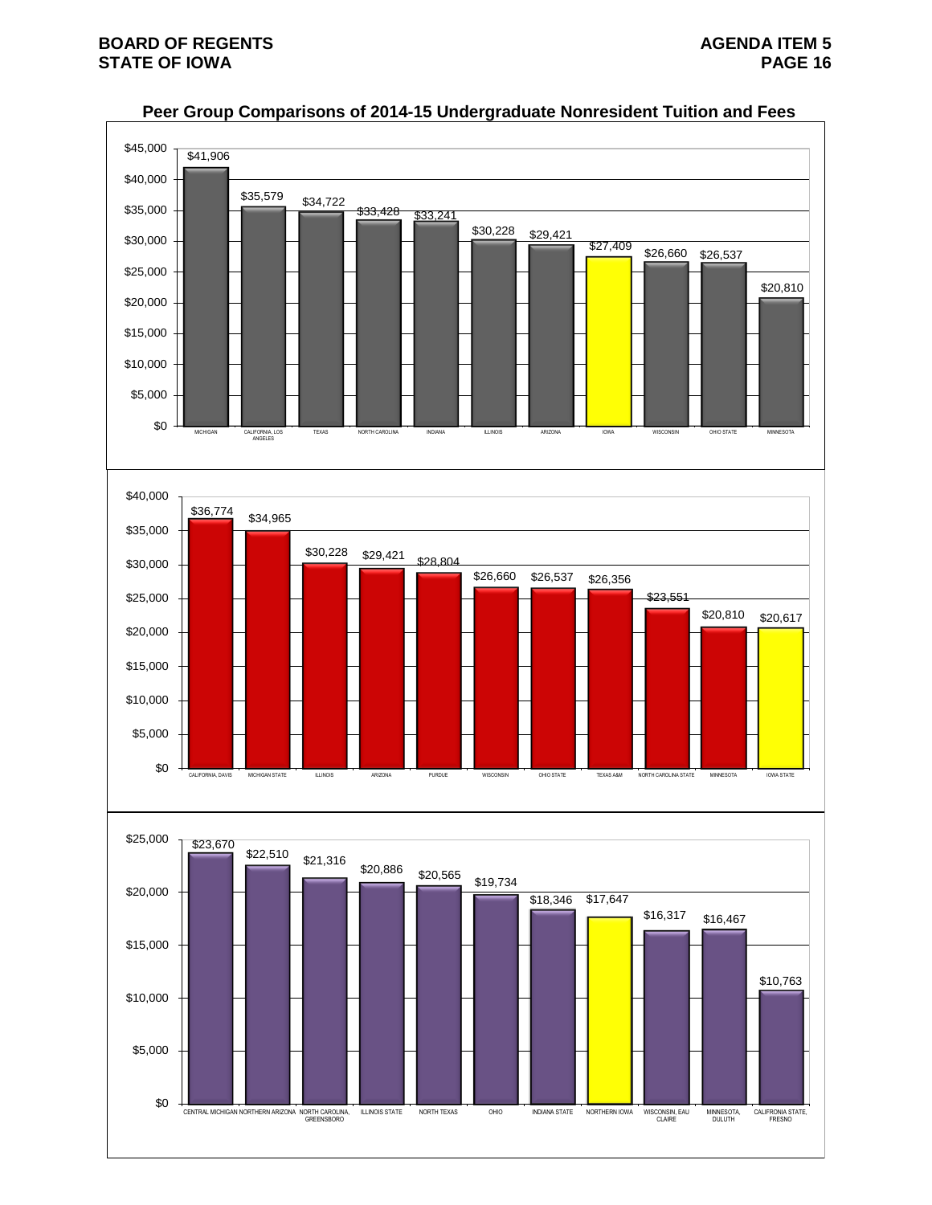## Peer Group Comparisons of 2014-15 Undergraduate Nonresident Tuition and Fees

| Institution | Tuition and Fees |
|---|---|
| MICHIGAN | $41,906 |
| CALIFORNIA, LOS ANGELES | $35,579 |
| TEXAS | $34,722 |
| NORTH CAROLINA | $33,428 |
| INDIANA | $33,241 |
| ILLINOIS | $30,228 |
| ARIZONA | $29,421 |
| IOWA | $27,409 |
| WISCONSIN | $26,660 |
| OHIO STATE | $26,537 |
| MINNESOTA | $20,810 |

| Institution | Tuition and Fees |
|---|---|
| CALIFORNIA, DAVIS | $36,774 |
| MICHIGAN STATE | $34,965 |
| ILLINOIS | $30,228 |
| ARIZONA | $29,421 |
| PURDUE | $28,804 |
| WISCONSIN | $26,660 |
| OHIO STATE | $26,537 |
| TEXAS A&M | $26,356 |
| NORTH CAROLINA STATE | $23,551 |
| MINNESOTA | $20,810 |
| IOWA STATE | $20,617 |

| Institution | Tuition and Fees |
|---|---|
| CENTRAL MICHIGAN | $23,670 |
| NORTHERN ARIZONA | $22,510 |
| NORTH CAROLINA, GREENSBORO | $21,316 |
| ILLINOIS STATE | $20,886 |
| NORTH TEXAS | $20,565 |
| OHIO | $19,734 |
| INDIANA STATE | $18,346 |
| NORTHERN IOWA | $17,647 |
| WISCONSIN, EAU CLAIRE | $16,317 |
| MINNESOTA, DULUTH | $16,467 |
| CALIFRONIA STATE, FRESNO | $10,763 |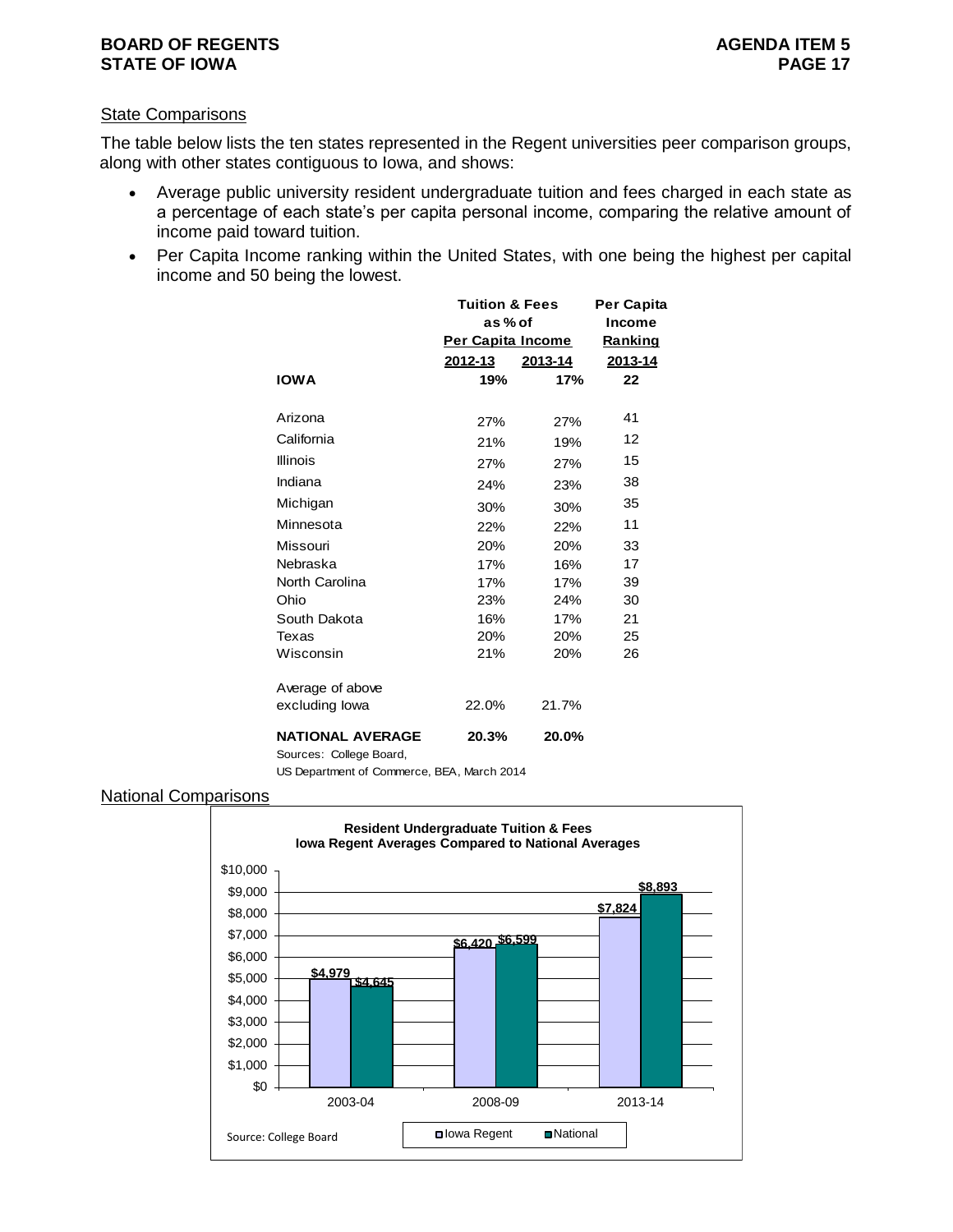## State Comparisons

The table below lists the ten states represented in the Regent universities peer comparison groups, along with other states contiguous to Iowa, and shows:

- Average public university resident undergraduate tuition and fees charged in each state as a percentage of each state's per capita personal income, comparing the relative amount of income paid toward tuition.
- Per Capita Income ranking within the United States, with one being the highest per capital income and 50 being the lowest.

| | Tuition & Fees as % of Per Capita Income | | Per Capita Income Ranking |
|---|---|---|---|
| | 2012-13 | 2013-14 | 2013-14 |
| **IOWA** | **19%** | **17%** | **22** |
| Arizona | 27% | 27% | 41 |
| California | 21% | 19% | 12 |
| Illinois | 27% | 27% | 15 |
| Indiana | 24% | 23% | 38 |
| Michigan | 30% | 30% | 35 |
| Minnesota | 22% | 22% | 11 |
| Missouri | 20% | 20% | 33 |
| Nebraska | 17% | 16% | 17 |
| North Carolina | 17% | 17% | 39 |
| Ohio | 23% | 24% | 30 |
| South Dakota | 16% | 17% | 21 |
| Texas | 20% | 20% | 25 |
| Wisconsin | 21% | 20% | 26 |
| Average of above excluding Iowa | 22.0% | 21.7% | |
| **NATIONAL AVERAGE** | **20.3%** | **20.0%** | |

Sources: College Board,
US Department of Commerce, BEA, March 2014

## National Comparisons

**Resident Undergraduate Tuition & Fees**
**Iowa Regent Averages Compared to National Averages**

$10,000
$9,000
$8,000
$7,000
$6,000
$5,000
$4,000
$3,000
$2,000
$1,000
$0

$4,979 $4,645
$6,420 $6,599
$7,824 $8,893

2003-04
2008-09
2013-14

Iowa Regent
National

Source: College Board